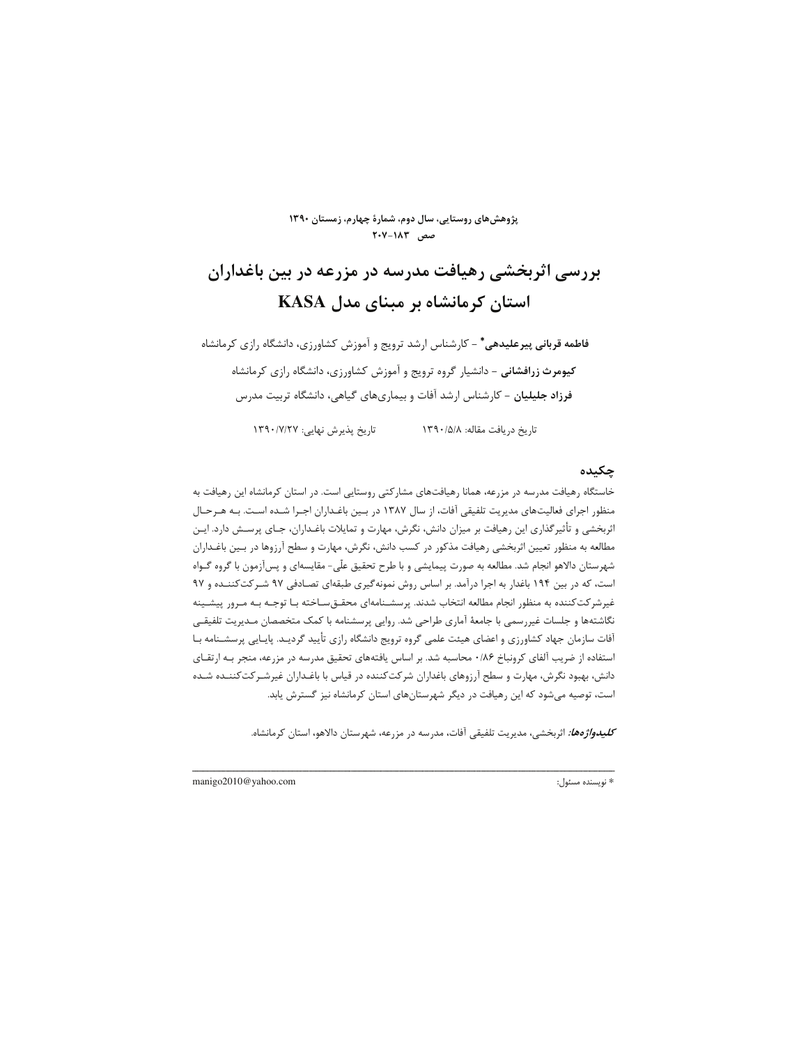# بررسی اثربخشی رهیافت مدرسه در مزرعه در بین باغداران استان کرمانشاه بر مبنای مدل KASA

**فاطمه قربانی پیرعلیدهی*** - کارشناس ارشد ترویج و آموزش کشاورزی، دانشگاه رازی کرمانشاه

**کیومرث زرافشانی** - دانشیار گروه ترویج و آموزش کشاورزی، دانشگاه رازی کرمانشاه

**فرزاد جلیلیان** - کارشناس ارشد آفات و بیماری‌های گیاهی، دانشگاه تربیت مدرس

تاریخ دریافت مقاله: ۱۳۹۰/۵/۸ &emsp;&emsp; تاریخ پذیرش نهایی: ۱۳۹۰/۷/۲۷

## چکیده

خاستگاه رهیافت مدرسه در مزرعه، همانا رهیافت‌های مشارکتی روستایی است. در استان کرمانشاه این رهیافت به منظور اجرای فعالیت‌های مدیریت تلفیقی آفات، از سال ۱۳۸۷ در بین باغداران اجرا شده است. به هرحال اثربخشی و تأثیرگذاری این رهیافت بر میزان دانش، نگرش، مهارت و تمایلات باغداران، جای پرسش دارد. این مطالعه به منظور تعیین اثربخشی رهیافت مذکور در کسب دانش، نگرش، مهارت و سطح آرزوها در بین باغداران شهرستان دالاهو انجام شد. مطالعه به صورت پیمایشی و با طرح تحقیق علّی- مقایسه‌ای و پس‌آزمون با گروه گواه است، که در بین ۱۹۴ باغدار به اجرا درآمد. بر اساس روش نمونه‌گیری طبقه‌ای تصادفی ۹۷ شرکت‌کننده و ۹۷ غیرشرکت‌کننده به منظور انجام مطالعه انتخاب شدند. پرسشنامه‌ای محقق‌ساخته با توجه به مرور پیشینه نگاشته‌ها و جلسات غیررسمی با جامعهٔ آماری طراحی شد. روایی پرسشنامه با کمک متخصصان مدیریت تلفیقی آفات سازمان جهاد کشاورزی و اعضای هیئت علمی گروه ترویج دانشگاه رازی تأیید گردید. پایایی پرسشنامه با استفاده از ضریب آلفای کرونباخ ۰/۸۶ محاسبه شد. بر اساس یافته‌های تحقیق مدرسه در مزرعه، منجر به ارتقای دانش، بهبود نگرش، مهارت و سطح آرزوهای باغداران شرکت‌کننده در قیاس با باغداران غیرشرکت‌کننده شده است، توصیه می‌شود که این رهیافت در دیگر شهرستان‌های استان کرمانشاه نیز گسترش یابد.

***کلیدواژه‌ها:*** اثربخشی، مدیریت تلفیقی آفات، مدرسه در مزرعه، شهرستان دالاهو، استان کرمانشاه.

---

* نویسنده مسئول: manigo2010@yahoo.com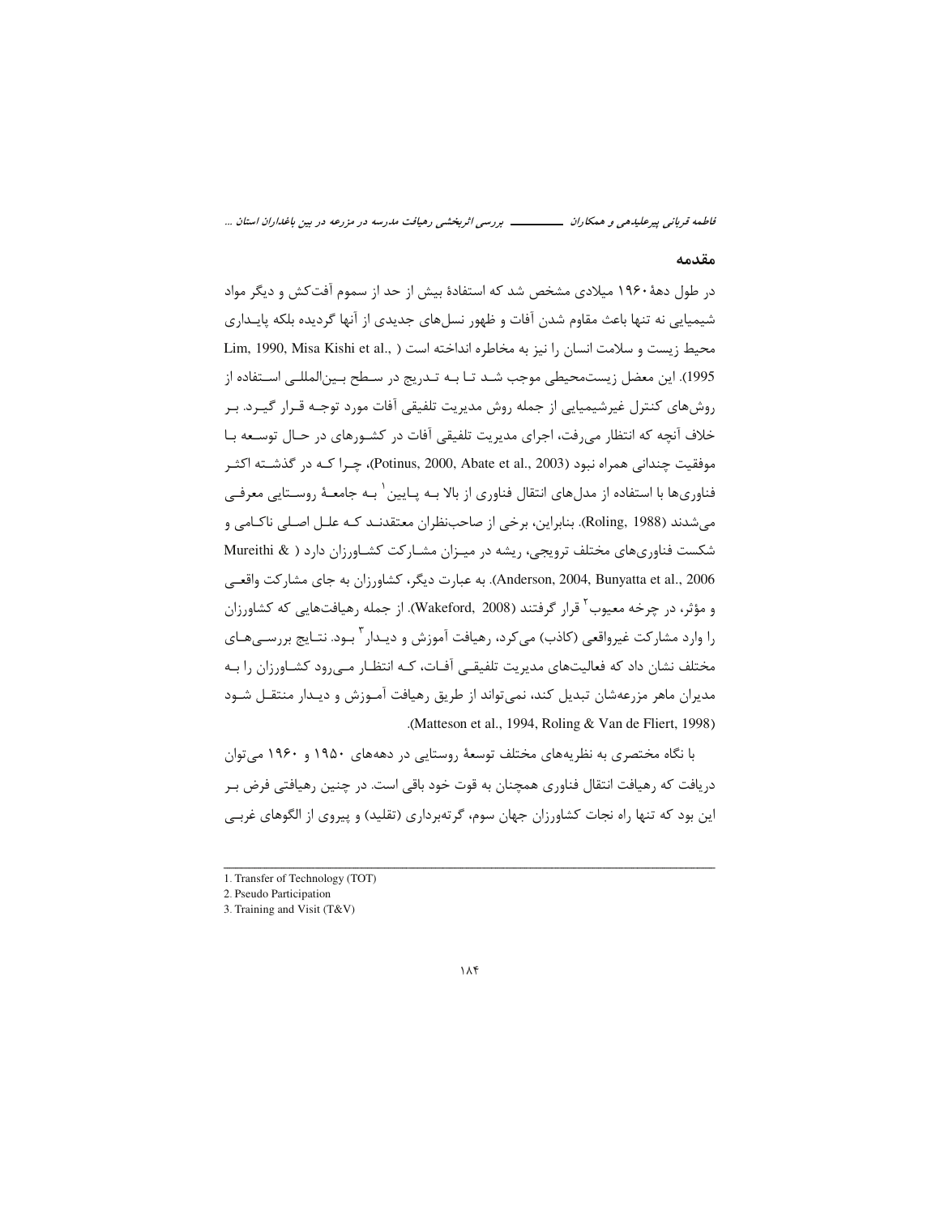## مقدمه

در طول دهۀ ۱۹۶۰ میلادی مشخص شد که استفادۀ بیش از حد از سموم آفت‌کش و دیگر مواد شیمیایی نه تنها باعث مقاوم شدن آفات و ظهور نسل‌های جدیدی از آنها گردیده بلکه پایداری محیط زیست و سلامت انسان را نیز به مخاطره انداخته است (Lim, 1990, Misa Kishi et al., 1995). این معضل زیست‌محیطی موجب شد تا به تدریج در سطح بین‌المللی استفاده از روش‌های کنترل غیرشیمیایی از جمله روش مدیریت تلفیقی آفات مورد توجه قرار گیرد. بر خلاف آنچه که انتظار می‌رفت، اجرای مدیریت تلفیقی آفات در کشورهای در حال توسعه با موفقیت چندانی همراه نبود (Potinus, 2000, Abate et al., 2003)، چرا که در گذشته اکثر فناوری‌ها با استفاده از مدل‌های انتقال فناوری از بالا به پایین[1] به جامعۀ روستایی معرفی می‌شدند (Roling, 1988). بنابراین، برخی از صاحب‌نظران معتقدند که علل اصلی ناکامی و شکست فناوری‌های مختلف ترویجی، ریشه در میزان مشارکت کشاورزان دارد (Mureithi & Anderson, 2004, Bunyatta et al., 2006). به عبارت دیگر، کشاورزان به جای مشارکت واقعی و مؤثر، در چرخه معیوب[2] قرار گرفتند (Wakeford, 2008). از جمله رهیافت‌هایی که کشاورزان را وارد مشارکت غیرواقعی (کاذب) می‌کرد، رهیافت آموزش و دیدار[3] بود. نتایج بررسی‌های مختلف نشان داد که فعالیت‌های مدیریت تلفیقی آفات، که انتظار می‌رود کشاورزان را به مدیران ماهر مزرعه‌شان تبدیل کند، نمی‌تواند از طریق رهیافت آموزش و دیدار منتقل شود (Matteson et al., 1994, Roling & Van de Fliert, 1998).

با نگاه مختصری به نظریه‌های مختلف توسعۀ روستایی در دهه‌های ۱۹۵۰ و ۱۹۶۰ می‌توان دریافت که رهیافت انتقال فناوری همچنان به قوت خود باقی است. در چنین رهیافتی فرض بر این بود که تنها راه نجات کشاورزان جهان سوم، گرته‌برداری (تقلید) و پیروی از الگوهای غربی

---

1. Transfer of Technology (TOT)
2. Pseudo Participation
3. Training and Visit (T&V)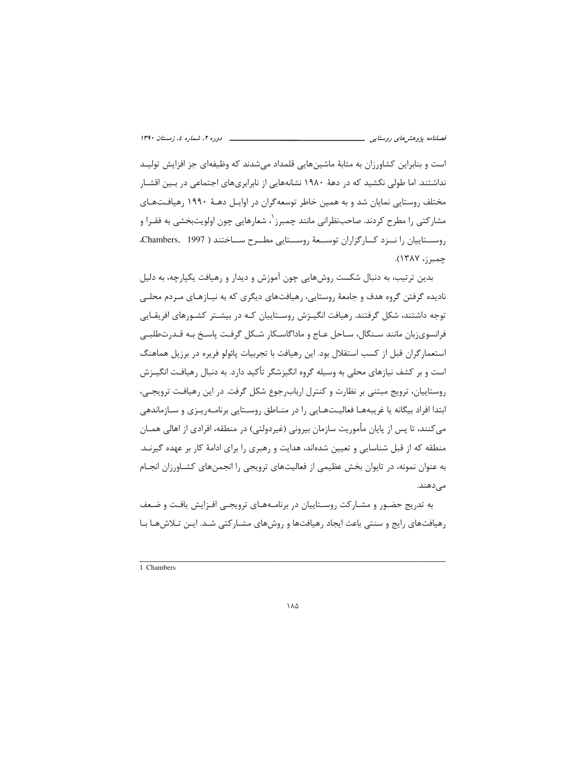است و بنابراین کشاورزان به مثابهٔ ماشین‌هایی قلمداد می‌شدند که وظیفه‌ای جز افزایش تولید نداشتند. اما طولی نکشید که در دههٔ ۱۹۸۰ نشانه‌هایی از نابرابری‌های اجتماعی در بین اقشار مختلف روستایی نمایان شد و به همین خاطر توسعه‌گران در اوایل دههٔ ۱۹۹۰ رهیافت‌های مشارکتی را مطرح کردند. صاحب‌نظرانی مانند چمبرز[1]، شعارهایی چون اولویت‌بخشی به فقرا و روستاییان را نزد کارگزاران توسعهٔ روستایی مطرح ساختند (Chambers, 1997، چمبرز، ۱۳۸۷).

بدین ترتیب، به دنبال شکست روش‌هایی چون آموزش و دیدار و رهیافت یکپارچه، به دلیل نادیده گرفتن گروه هدف و جامعهٔ روستایی، رهیافت‌های دیگری که به نیازهای مردم محلی توجه داشتند، شکل گرفتند. رهیافت انگیزش روستاییان که در بیشتر کشورهای افریقایی فرانسوی‌زبان مانند سنگال، ساحل عاج و ماداگاسکار شکل گرفت پاسخ به قدرت‌طلبی استعمارگران قبل از کسب استقلال بود. این رهیافت با تجربیات پائولو فریره در برزیل هماهنگ است و بر کشف نیازهای محلی به وسیله گروه انگیزشگر تأکید دارد. به دنبال رهیافت انگیزش روستاییان، ترویج مبتنی بر نظارت و کنترل ارباب‌رجوع شکل گرفت. در این رهیافت ترویجی، ابتدا افراد بیگانه یا غریبه‌ها فعالیت‌هایی را در مناطق روستایی برنامه‌ریزی و سازماندهی می‌کنند، تا پس از پایان مأموریت سازمان بیرونی (غیردولتی) در منطقه، افرادی از اهالی همان منطقه که از قبل شناسایی و تعیین شده‌اند، هدایت و رهبری را برای ادامهٔ کار بر عهده گیرند. به عنوان نمونه، در تایوان بخش عظیمی از فعالیت‌های ترویجی را انجمن‌های کشاورزان انجام می‌دهند.

به تدریج حضور و مشارکت روستاییان در برنامه‌های ترویجی افزایش یافت و ضعف رهیافت‌های رایج و سنتی باعث ایجاد رهیافت‌ها و روش‌های مشارکتی شد. این تلاش‌ها با

---

1. Chambers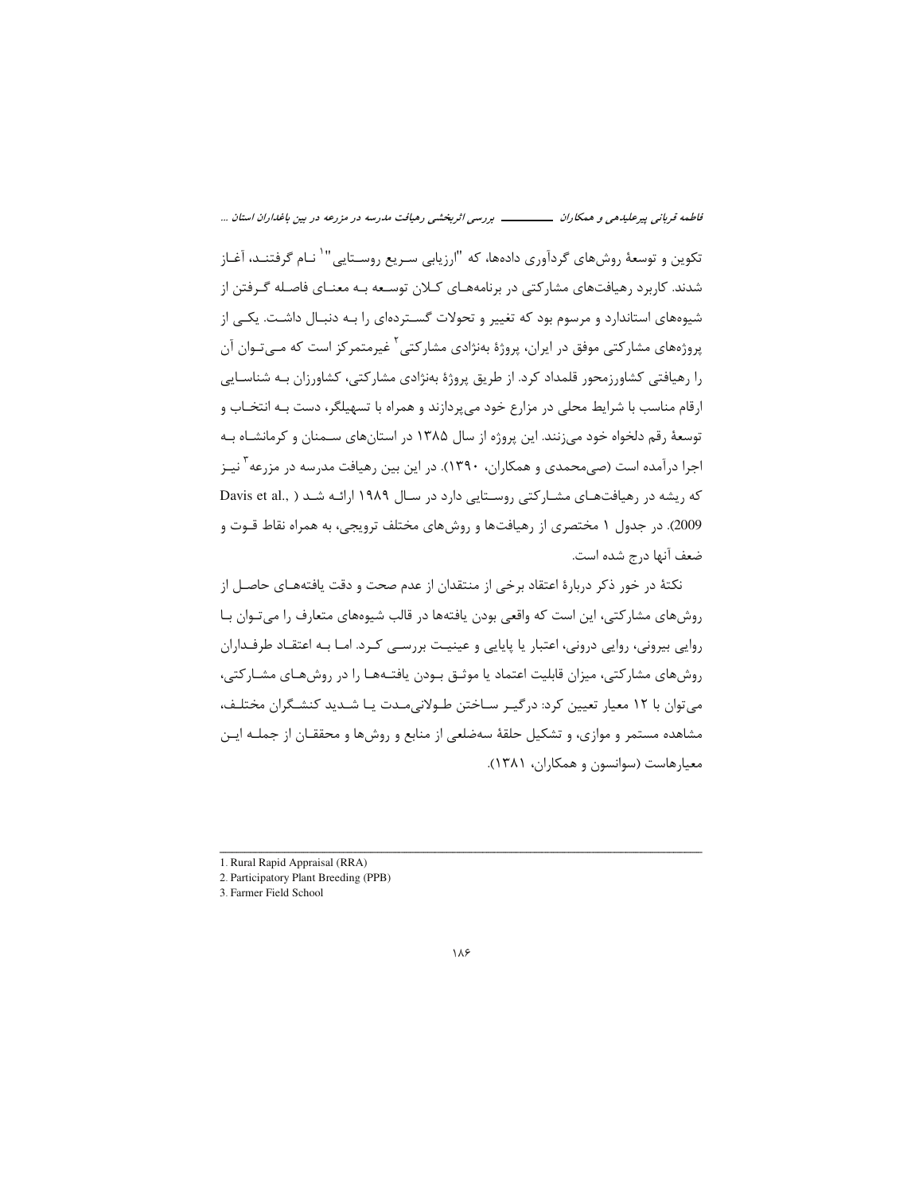تکوین و توسعهٔ روش‌های گردآوری داده‌ها، که "ارزیابی سریع روستایی"[1] نام گرفتند، آغاز شدند. کاربرد رهیافت‌های مشارکتی در برنامه‌های کلان توسعه به معنای فاصله گرفتن از شیوه‌های استاندارد و مرسوم بود که تغییر و تحولات گسترده‌ای را به دنبال داشت. یکی از پروژه‌های مشارکتی موفق در ایران، پروژهٔ به‌نژادی مشارکتی[2] غیرمتمرکز است که می‌توان آن را رهیافتی کشاورزمحور قلمداد کرد. از طریق پروژهٔ به‌نژادی مشارکتی، کشاورزان به شناسایی ارقام مناسب با شرایط محلی در مزارع خود می‌پردازند و همراه با تسهیلگر، دست به انتخاب و توسعهٔ رقم دلخواه خود می‌زنند. این پروژه از سال ۱۳۸۵ در استان‌های سمنان و کرمانشاه به اجرا درآمده است (صی‌محمدی و همکاران، ۱۳۹۰). در این بین رهیافت مدرسه در مزرعه[3] نیز که ریشه در رهیافت‌های مشارکتی روستایی دارد در سال ۱۹۸۹ ارائه شد (Davis et al., 2009). در جدول ۱ مختصری از رهیافت‌ها و روش‌های مختلف ترویجی، به همراه نقاط قوت و ضعف آنها درج شده است.

نکتهٔ در خور ذکر دربارهٔ اعتقاد برخی از منتقدان از عدم صحت و دقت یافته‌های حاصل از روش‌های مشارکتی، این است که واقعی بودن یافته‌ها در قالب شیوه‌های متعارف را می‌توان با روایی بیرونی، روایی درونی، اعتبار یا پایایی و عینیت بررسی کرد. اما به اعتقاد طرفداران روش‌های مشارکتی، میزان قابلیت اعتماد یا موثق بودن یافته‌ها را در روش‌های مشارکتی، می‌توان با ۱۲ معیار تعیین کرد: درگیر ساختن طولانی‌مدت یا شدید کنشگران مختلف، مشاهده مستمر و موازی، و تشکیل حلقهٔ سه‌ضلعی از منابع و روش‌ها و محققان از جمله این معیارهاست (سوانسون و همکاران، ۱۳۸۱).

---

1. Rural Rapid Appraisal (RRA)
2. Participatory Plant Breeding (PPB)
3. Farmer Field School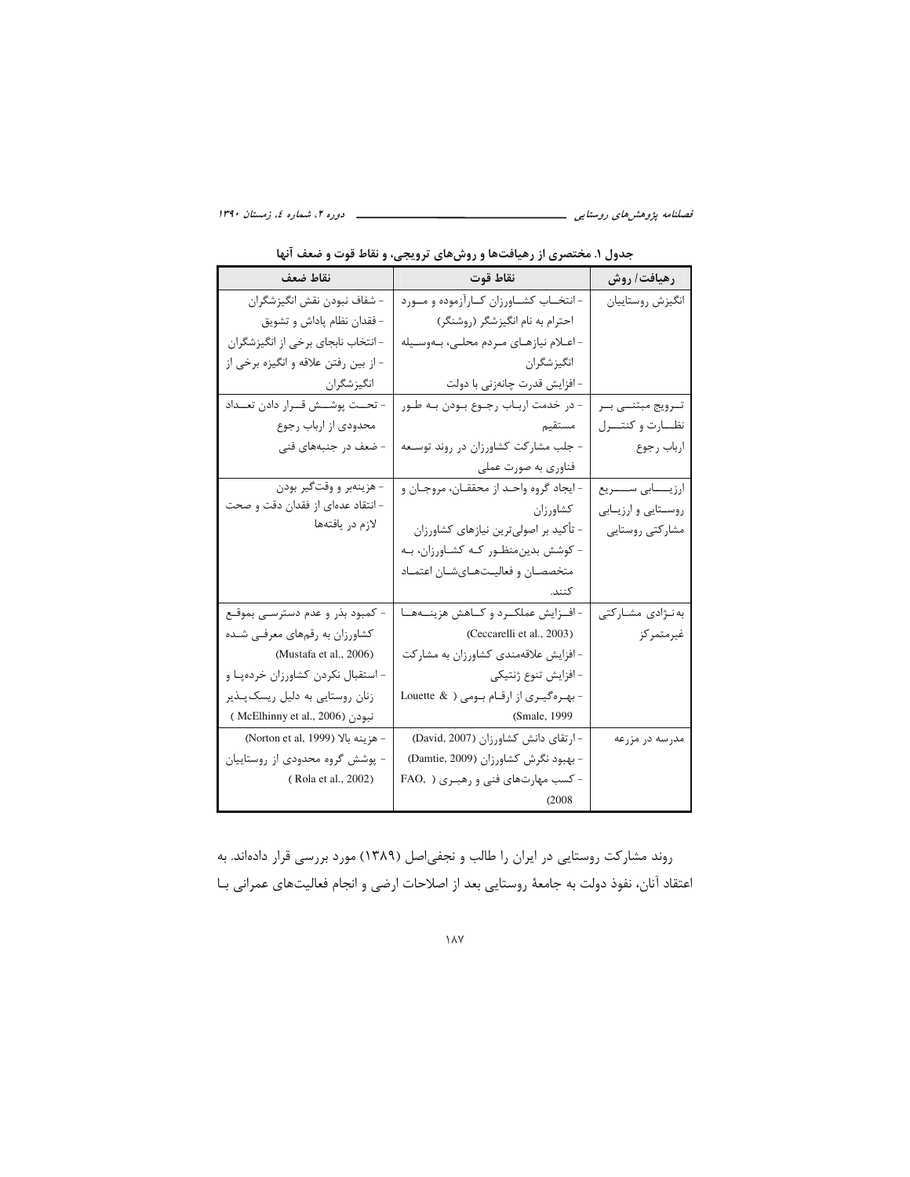جدول ۱. مختصری از رهیافت‌ها و روش‌های ترویجی، و نقاط قوت و ضعف آنها

| رهیافت/ روش | نقاط قوت | نقاط ضعف |
|---|---|---|
| انگیزش روستاییان | - انتخاب کشاورزان کارآزموده و مورد احترام به نام انگیزشگر (روشنگر)<br>- اعلام نیازهای مردم محلی، به‌وسیله انگیزشگران<br>- افزایش قدرت چانه‌زنی با دولت | - شفاف نبودن نقش انگیزشگران<br>- فقدان نظام پاداش و تشویق<br>- انتخاب نابجای برخی از انگیزشگران<br>- از بین رفتن علاقه و انگیزه برخی از انگیزشگران |
| ترویج مبتنی بر نظارت و کنترل ارباب رجوع | - در خدمت ارباب رجوع بودن به طور مستقیم<br>- جلب مشارکت کشاورزان در روند توسعه فناوری به صورت عملی | - تحت پوشش قرار دادن تعداد محدودی از ارباب رجوع<br>- ضعف در جنبه‌های فنی |
| ارزیابی سریع روستایی و ارزیابی مشارکتی روستایی | - ایجاد گروه واحد از محققان، مروجان و کشاورزان<br>- تأکید بر اصولی‌ترین نیازهای کشاورزان<br>- کوشش بدین‌منظور که کشاورزان، به متخصصان و فعالیت‌های‌شان اعتماد کنند. | - هزینه‌بر و وقت‌گیر بودن<br>- انتقاد عده‌ای از فقدان دقت و صحت لازم در یافته‌ها |
| به‌نژادی مشارکتی غیرمتمرکز | - افزایش عملکرد و کاهش هزینه‌ها (Ceccarelli et al., 2003)<br>- افزایش علاقه‌مندی کشاورزان به مشارکت<br>- افزایش تنوع ژنتیکی<br>- بهره‌گیری از ارقام بومی (Louette & Smale, 1999) | - کمبود بذر و عدم دسترسی بموقع کشاورزان به رقم‌های معرفی شده (Mustafa et al., 2006)<br>- استقبال نکردن کشاورزان خرده‌پا و زنان روستایی به دلیل ریسک‌پذیر نبودن (McElhinny et al., 2006) |
| مدرسه در مزرعه | - ارتقای دانش کشاورزان (David, 2007)<br>- بهبود نگرش کشاورزان (Damtie, 2009)<br>- کسب مهارت‌های فنی و رهبری (FAO, 2008) | - هزینه بالا (Norton et al, 1999)<br>- پوشش گروه محدودی از روستاییان (Rola et al., 2002) |

روند مشارکت روستایی در ایران را طالب و نجفی‌اصل (۱۳۸۹) مورد بررسی قرار داده‌اند. به اعتقاد آنان، نفوذ دولت به جامعهٔ روستایی بعد از اصلاحات ارضی و انجام فعالیت‌های عمرانی با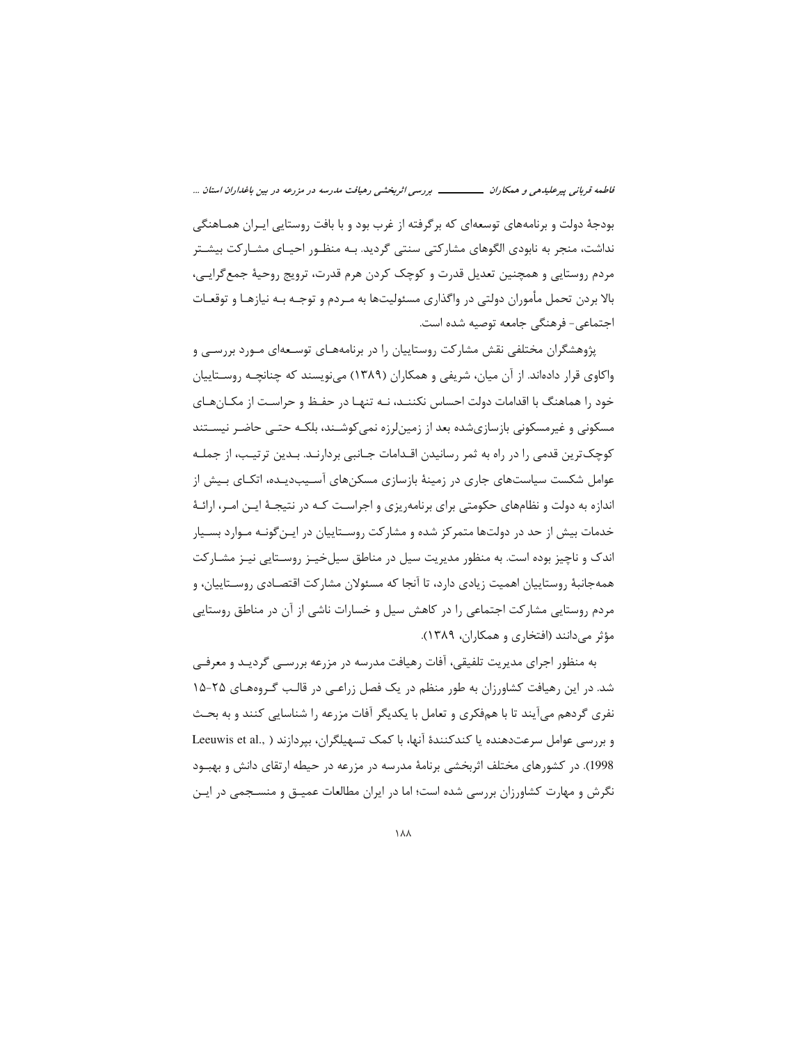بودجهٔ دولت و برنامه‌های توسعه‌ای که برگرفته از غرب بود و با بافت روستایی ایران هماهنگی نداشت، منجر به نابودی الگوهای مشارکتی سنتی گردید. به منظور احیای مشارکت بیشتر مردم روستایی و همچنین تعدیل قدرت و کوچک کردن هرم قدرت، ترویج روحیهٔ جمع‌گرایی، بالا بردن تحمل مأموران دولتی در واگذاری مسئولیت‌ها به مردم و توجه به نیازها و توقعات اجتماعی- فرهنگی جامعه توصیه شده است.

پژوهشگران مختلفی نقش مشارکت روستاییان را در برنامه‌های توسعه‌ای مورد بررسی و واکاوی قرار داده‌اند. از آن میان، شریفی و همکاران (۱۳۸۹) می‌نویسند که چنانچه روستاییان خود را هماهنگ با اقدامات دولت احساس نکنند، نه تنها در حفظ و حراست از مکان‌های مسکونی و غیرمسکونی بازسازی‌شده بعد از زمین‌لرزه نمی‌کوشند، بلکه حتی حاضر نیستند کوچک‌ترین قدمی را در راه به ثمر رسانیدن اقدامات جانبی بردارند. بدین ترتیب، از جمله عوامل شکست سیاست‌های جاری در زمینهٔ بازسازی مسکن‌های آسیب‌دیده، اتکای بیش از اندازه به دولت و نظام‌های حکومتی برای برنامه‌ریزی و اجراست که در نتیجهٔ این امر، ارائهٔ خدمات بیش از حد در دولت‌ها متمرکز شده و مشارکت روستاییان در این‌گونه موارد بسیار اندک و ناچیز بوده است. به منظور مدیریت سیل در مناطق سیل‌خیز روستایی نیز مشارکت همه‌جانبهٔ روستاییان اهمیت زیادی دارد، تا آنجا که مسئولان مشارکت اقتصادی روستاییان، و مردم روستایی مشارکت اجتماعی را در کاهش سیل و خسارات ناشی از آن در مناطق روستایی مؤثر می‌دانند (افتخاری و همکاران، ۱۳۸۹).

به منظور اجرای مدیریت تلفیقی، آفات رهیافت مدرسه در مزرعه بررسی گردید و معرفی شد. در این رهیافت کشاورزان به طور منظم در یک فصل زراعی در قالب گروه‌های ۲۵-۱۵ نفری گردهم می‌آیند تا با هم‌فکری و تعامل با یکدیگر آفات مزرعه را شناسایی کنند و به بحث و بررسی عوامل سرعت‌دهنده یا کندکنندهٔ آنها، با کمک تسهیلگران، بپردازند (Leeuwis et al., 1998). در کشورهای مختلف اثربخشی برنامهٔ مدرسه در مزرعه در حیطه ارتقای دانش و بهبود نگرش و مهارت کشاورزان بررسی شده است؛ اما در ایران مطالعات عمیق و منسجمی در این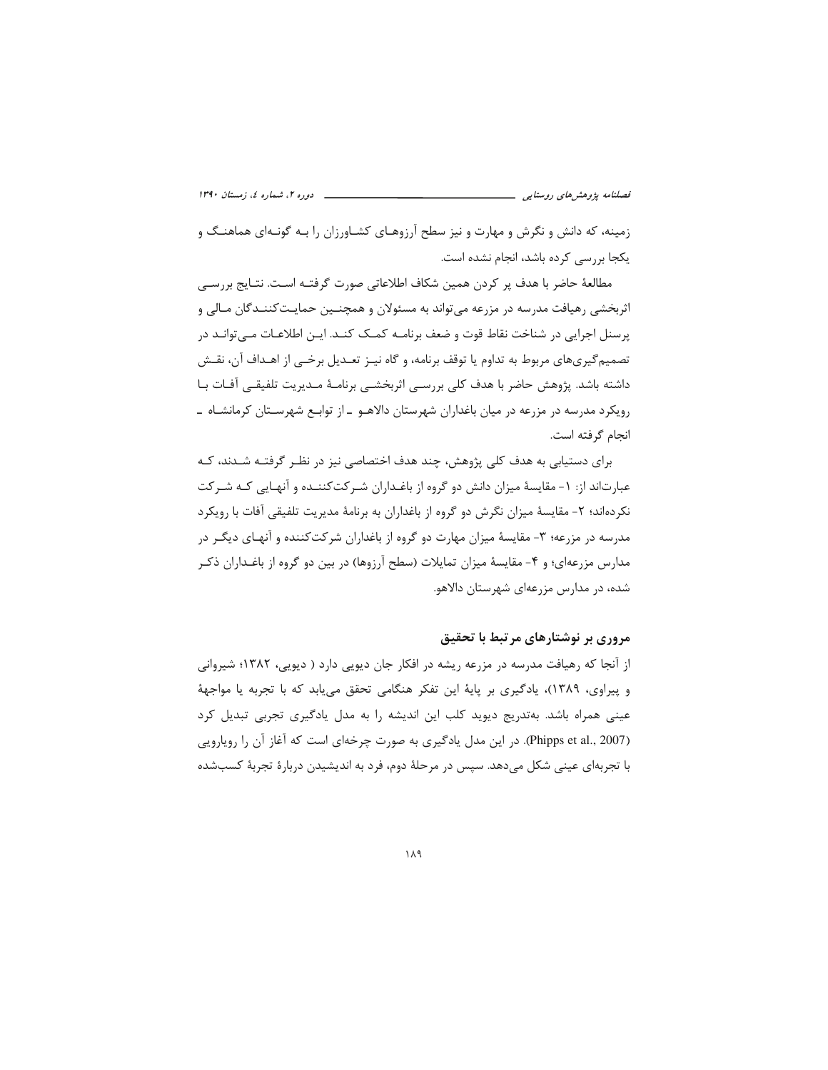زمینه، که دانش و نگرش و مهارت و نیز سطح آرزوهـای کشـاورزان را بـه گونـه‌ای هماهنـگ و یکجا بررسی کرده باشد، انجام نشده است.

مطالعهٔ حاضر با هدف پر کردن همین شکاف اطلاعاتی صورت گرفتـه اسـت. نتـایج بررسـی اثربخشی رهیافت مدرسه در مزرعه می‌تواند به مسئولان و همچنـین حمایـت‌کننـدگان مـالی و پرسنل اجرایی در شناخت نقاط قوت و ضعف برنامـه کمـک کنـد. ایـن اطلاعـات مـی‌توانـد در تصمیم‌گیری‌های مربوط به تداوم یا توقف برنامه، و گاه نیـز تعـدیل برخـی از اهـداف آن، نقـش داشته باشد. پژوهش حاضر با هدف کلی بررسـی اثربخشـی برنامـهٔ مـدیریت تلفیقـی آفـات بـا رویکرد مدرسه در مزرعه در میان باغداران شهرستان دالاهـو ـ از توابـع شهرسـتان کرمانشـاه ـ انجام گرفته است.

برای دستیابی به هدف کلی پژوهش، چند هدف اختصاصی نیز در نظـر گرفتـه شـدند، کـه عبارت‌اند از: ۱- مقایسهٔ میزان دانش دو گروه از باغـداران شـرکت‌کننـده و آنهـایی کـه شـرکت نکرده‌اند؛ ۲- مقایسهٔ میزان نگرش دو گروه از باغداران به برنامهٔ مدیریت تلفیقی آفات با رویکرد مدرسه در مزرعه؛ ۳- مقایسهٔ میزان مهارت دو گروه از باغداران شرکت‌کننده و آنهـای دیگـر در مدارس مزرعه‌ای؛ و ۴- مقایسهٔ میزان تمایلات (سطح آرزوها) در بین دو گروه از باغـداران ذکـر شده، در مدارس مزرعه‌ای شهرستان دالاهو.

## مروری بر نوشتارهای مرتبط با تحقیق

از آنجا که رهیافت مدرسه در مزرعه ریشه در افکار جان دیویی دارد ( دیویی، ۱۳۸۲؛ شیروانی و پیراوی، ۱۳۸۹)، یادگیری بر پایهٔ این تفکر هنگامی تحقق می‌یابد که با تجربه یا مواجههٔ عینی همراه باشد. به‌تدریج دیوید کلب این اندیشه را به مدل یادگیری تجربی تبدیل کرد (Phipps et al., 2007). در این مدل یادگیری به صورت چرخه‌ای است که آغاز آن را رویارویی با تجربه‌ای عینی شکل می‌دهد. سپس در مرحلهٔ دوم، فرد به اندیشیدن دربارهٔ تجربهٔ کسب‌شده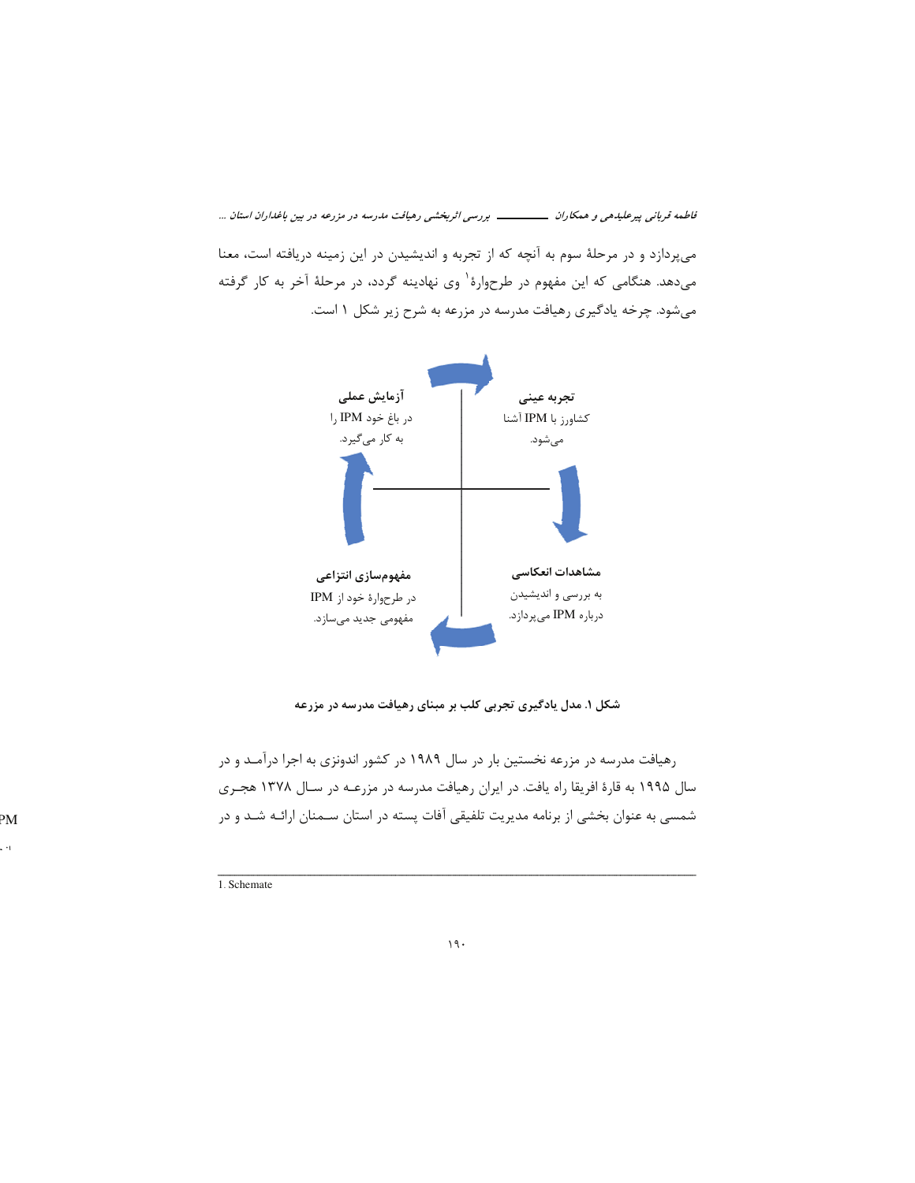می‌پردازد و در مرحلهٔ سوم به آنچه که از تجربه و اندیشیدن در این زمینه دریافته است، معنا می‌دهد. هنگامی که این مفهوم در طرحوارهٔ[1] وی نهادینه گردد، در مرحلهٔ آخر به کار گرفته می‌شود. چرخه یادگیری رهیافت مدرسه در مزرعه به شرح زیر شکل ۱ است.

**تجربه عینی**
کشاورز با IPM آشنا می‌شود.

**مشاهدات انعکاسی**
به بررسی و اندیشیدن دربارهٔ IPM می‌پردازد.

**مفهوم‌سازی انتزاعی**
در طرحوارهٔ خود از IPM مفهومی جدید می‌سازد.

**آزمایش عملی**
در باغ خود IPM را به کار می‌گیرد.

**شکل ۱. مدل یادگیری تجربی کلب بر مبنای رهیافت مدرسه در مزرعه**

رهیافت مدرسه در مزرعه نخستین بار در سال ۱۹۸۹ در کشور اندونزی به اجرا درآمد و در سال ۱۹۹۵ به قارهٔ افریقا راه یافت. در ایران رهیافت مدرسه در مزرعه در سال ۱۳۷۸ هجری شمسی به عنوان بخشی از برنامه مدیریت تلفیقی آفات پسته در استان سمنان ارائه شد و در

---

1. Schemate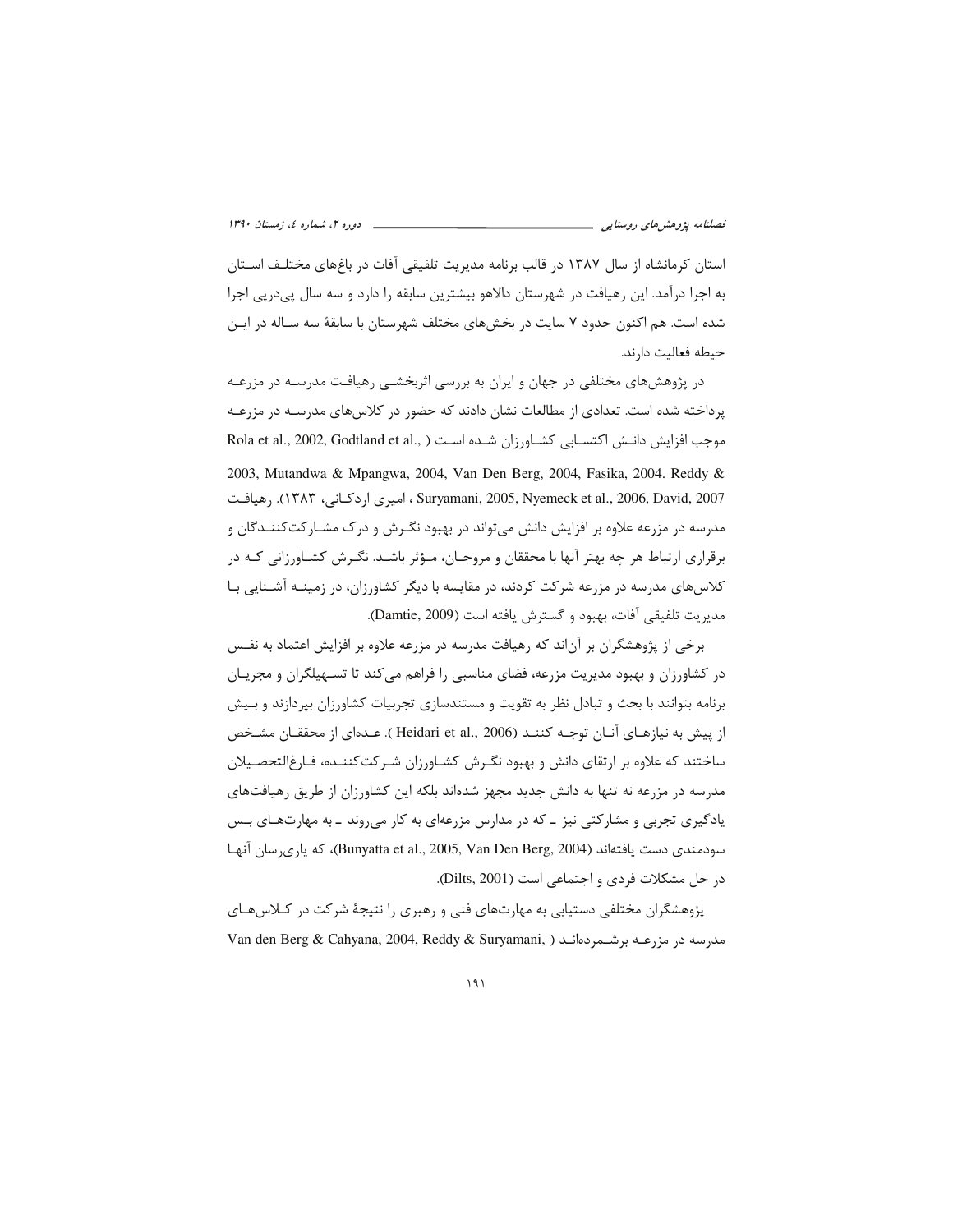استان کرمانشاه از سال ۱۳۸۷ در قالب برنامه مدیریت تلفیقی آفات در باغ‌های مختلف استان به اجرا درآمد. این رهیافت در شهرستان دالاهو بیشترین سابقه را دارد و سه سال پی‌درپی اجرا شده است. هم اکنون حدود ۷ سایت در بخش‌های مختلف شهرستان با سابقهٔ سه ساله در این حیطه فعالیت دارند.

در پژوهش‌های مختلفی در جهان و ایران به بررسی اثربخشی رهیافت مدرسه در مزرعه پرداخته شده است. تعدادی از مطالعات نشان دادند که حضور در کلاس‌های مدرسه در مزرعه موجب افزایش دانش اکتسابی کشاورزان شده است (Rola et al., 2002, Godtland et al., 2003, Mutandwa & Mpangwa, 2004, Van Den Berg, 2004, Fasika, 2004. Reddy & Suryamani, 2005, Nyemeck et al., 2006, David, 2007 ، امیری اردکانی، ۱۳۸۳). رهیافت مدرسه در مزرعه علاوه بر افزایش دانش می‌تواند در بهبود نگرش و درک مشارکت‌کنندگان و برقراری ارتباط هر چه بهتر آنها با محققان و مروجان، مؤثر باشد. نگرش کشاورزانی که در کلاس‌های مدرسه در مزرعه شرکت کردند، در مقایسه با دیگر کشاورزان، در زمینه آشنایی با مدیریت تلفیقی آفات، بهبود و گسترش یافته است (Damtie, 2009).

برخی از پژوهشگران بر آن‌اند که رهیافت مدرسه در مزرعه علاوه بر افزایش اعتماد به نفس در کشاورزان و بهبود مدیریت مزرعه، فضای مناسبی را فراهم می‌کند تا تسهیلگران و مجریان برنامه بتوانند با بحث و تبادل نظر به تقویت و مستندسازی تجربیات کشاورزان بپردازند و بیش از پیش به نیازهای آنان توجه کنند (Heidari et al., 2006). عده‌ای از محققان مشخص ساختند که علاوه بر ارتقای دانش و بهبود نگرش کشاورزان شرکت‌کننده، فارغ‌التحصیلان مدرسه در مزرعه نه تنها به دانش جدید مجهز شده‌اند بلکه این کشاورزان از طریق رهیافت‌های یادگیری تجربی و مشارکتی نیز ـ که در مدارس مزرعه‌ای به کار می‌روند ـ به مهارت‌های بس سودمندی دست یافته‌اند (Bunyatta et al., 2005, Van Den Berg, 2004)، که یاری‌رسان آنها در حل مشکلات فردی و اجتماعی است (Dilts, 2001).

پژوهشگران مختلفی دستیابی به مهارت‌های فنی و رهبری را نتیجهٔ شرکت در کلاس‌های مدرسه در مزرعه برشمرده‌اند ( ,Van den Berg & Cahyana, 2004, Reddy & Suryamani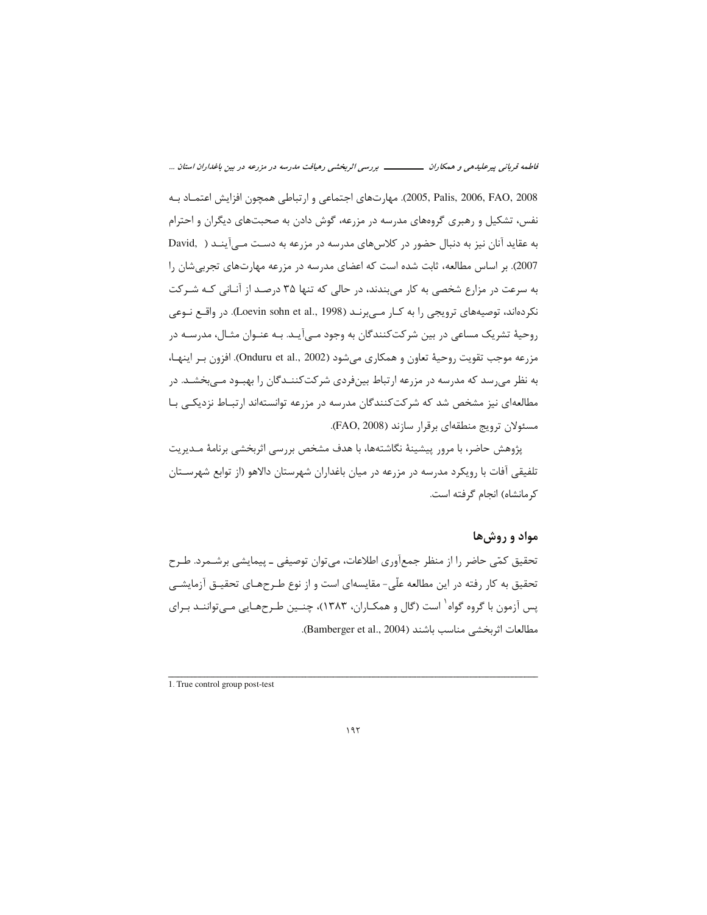2005, Palis, 2006, FAO, 2008). مهارت‌های اجتماعی و ارتباطی همچون افزایش اعتماد به نفس، تشکیل و رهبری گروه‌های مدرسه در مزرعه، گوش دادن به صحبت‌های دیگران و احترام به عقاید آنان نیز به دنبال حضور در کلاس‌های مدرسه در مزرعه به دست می‌آیند (David, 2007). بر اساس مطالعه، ثابت شده است که اعضای مدرسه در مزرعه مهارت‌های تجربی‌شان را به سرعت در مزارع شخصی به کار می‌بندند، در حالی که تنها ۳۵ درصد از آنانی که شرکت نکرده‌اند، توصیه‌های ترویجی را به کار می‌برند (Loevin sohn et al., 1998). در واقع نوعی روحیهٔ تشریک مساعی در بین شرکت‌کنندگان به وجود می‌آید. به عنوان مثال، مدرسه در مزرعه موجب تقویت روحیهٔ تعاون و همکاری می‌شود (Onduru et al., 2002). افزون بر اینها، به نظر می‌رسد که مدرسه در مزرعه ارتباط بین‌فردی شرکت‌کنندگان را بهبود می‌بخشد. در مطالعه‌ای نیز مشخص شد که شرکت‌کنندگان مدرسه در مزرعه توانسته‌اند ارتباط نزدیکی با مسئولان ترویج منطقه‌ای برقرار سازند (FAO, 2008).

پژوهش حاضر، با مرور پیشینهٔ نگاشته‌ها، با هدف مشخص بررسی اثربخشی برنامهٔ مدیریت تلفیقی آفات با رویکرد مدرسه در مزرعه در میان باغداران شهرستان دالاهو (از توابع شهرستان کرمانشاه) انجام گرفته است.

## مواد و روش‌ها

تحقیق کمّی حاضر را از منظر جمع‌آوری اطلاعات، می‌توان توصیفی ـ پیمایشی برشمرد. طرح تحقیق به کار رفته در این مطالعه علّی- مقایسه‌ای است و از نوع طرح‌های تحقیق آزمایشی پس آزمون با گروه گواه[1] است (گال و همکاران، ۱۳۸۳)، چنین طرح‌هایی می‌توانند برای مطالعات اثربخشی مناسب باشند (Bamberger et al., 2004).

---

1. True control group post-test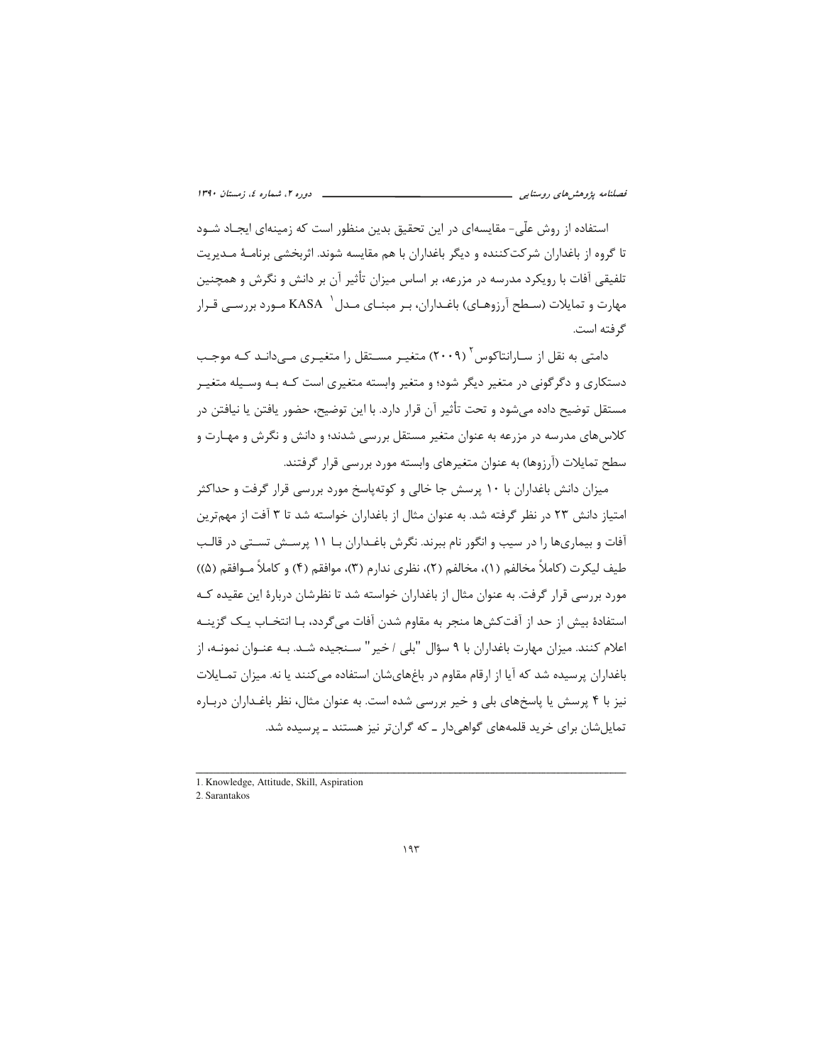استفاده از روش علّی- مقایسه‌ای در این تحقیق بدین منظور است که زمینه‌ای ایجاد شود تا گروه از باغداران شرکت‌کننده و دیگر باغداران با هم مقایسه شوند. اثربخشی برنامهٔ مدیریت تلفیقی آفات با رویکرد مدرسه در مزرعه، بر اساس میزان تأثیر آن بر دانش و نگرش و همچنین مهارت و تمایلات (سطح آرزوهای) باغداران، بر مبنای مدل KASA [1] مورد بررسی قرار گرفته است.

دامتی به نقل از سارانتاکوس [2] (۲۰۰۹) متغیر مستقل را متغیری می‌داند که موجب دستکاری و دگرگونی در متغیر دیگر شود؛ و متغیر وابسته متغیری است که به وسیله متغیر مستقل توضیح داده می‌شود و تحت تأثیر آن قرار دارد. با این توضیح، حضور یافتن یا نیافتن در کلاس‌های مدرسه در مزرعه به عنوان متغیر مستقل بررسی شدند؛ و دانش و نگرش و مهارت و سطح تمایلات (آرزوها) به عنوان متغیرهای وابسته مورد بررسی قرار گرفتند.

میزان دانش باغداران با ۱۰ پرسش جا خالی و کوته‌پاسخ مورد بررسی قرار گرفت و حداکثر امتیاز دانش ۲۳ در نظر گرفته شد. به عنوان مثال از باغداران خواسته شد تا ۳ آفت از مهم‌ترین آفات و بیماری‌ها را در سیب و انگور نام ببرند. نگرش باغداران با ۱۱ پرسش تستی در قالب طیف لیکرت (کاملاً مخالفم (۱)، مخالفم (۲)، نظری ندارم (۳)، موافقم (۴) و کاملاً موافقم (۵)) مورد بررسی قرار گرفت. به عنوان مثال از باغداران خواسته شد تا نظرشان دربارهٔ این عقیده که استفادهٔ بیش از حد از آفت‌کش‌ها منجر به مقاوم شدن آفات می‌گردد، با انتخاب یک گزینه اعلام کنند. میزان مهارت باغداران با ۹ سؤال "بلی / خیر" سنجیده شد. به عنوان نمونه، از باغداران پرسیده شد که آیا از ارقام مقاوم در باغ‌های‌شان استفاده می‌کنند یا نه. میزان تمایلات نیز با ۴ پرسش با پاسخ‌های بلی و خیر بررسی شده است. به عنوان مثال، نظر باغداران درباره تمایل‌شان برای خرید قلمه‌های گواهی‌دار ـ که گران‌تر نیز هستند ـ پرسیده شد.

---

1. Knowledge, Attitude, Skill, Aspiration
2. Sarantakos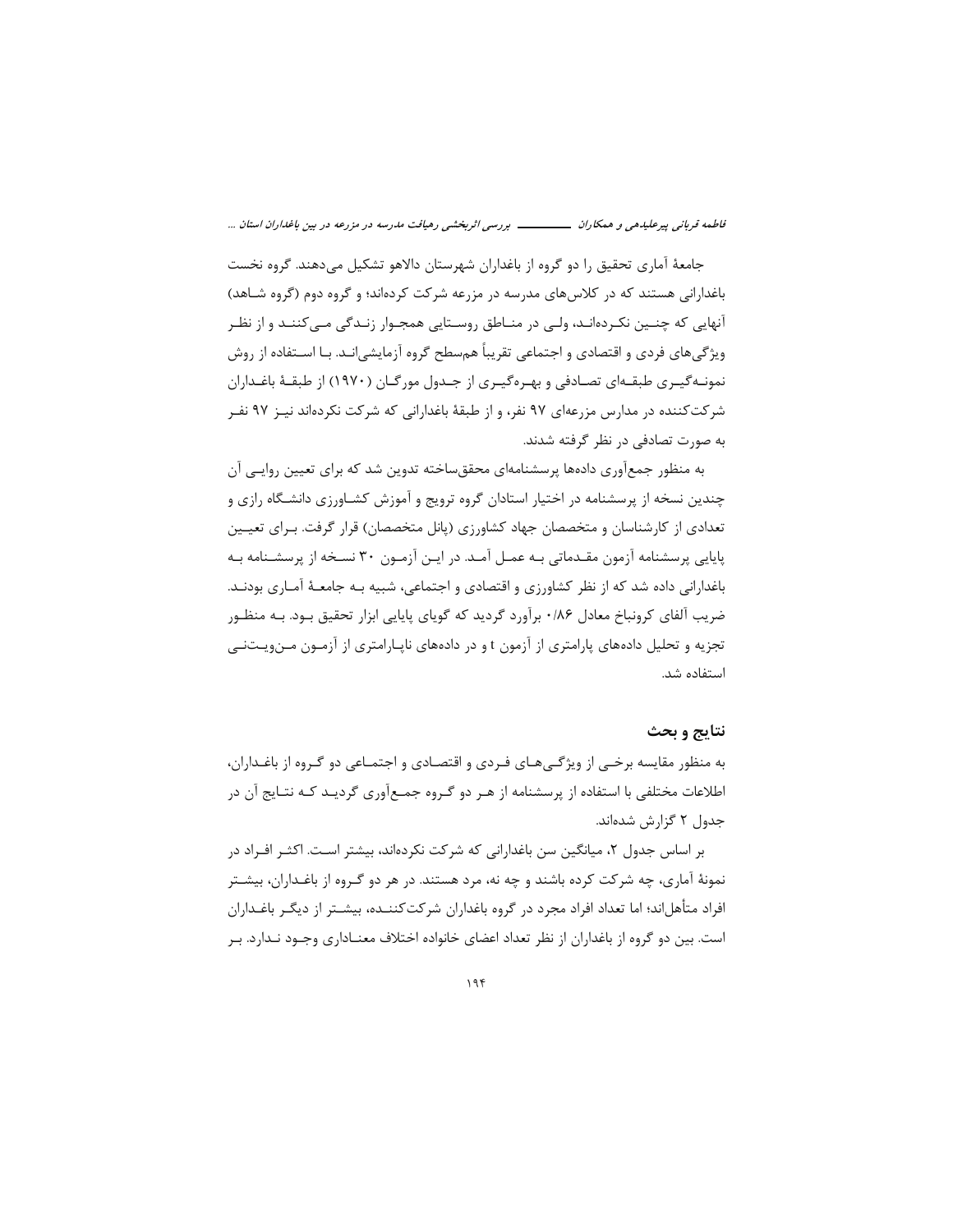جامعهٔ آماری تحقیق را دو گروه از باغداران شهرستان دالاهو تشکیل می‌دهند. گروه نخست باغدارانی هستند که در کلاس‌های مدرسه در مزرعه شرکت کرده‌اند؛ و گروه دوم (گروه شاهد) آنهایی که چنین نکرده‌اند، ولی در مناطق روستایی همجوار زندگی می‌کنند و از نظر ویژگی‌های فردی و اقتصادی و اجتماعی تقریباً هم‌سطح گروه آزمایشی‌اند. با استفاده از روش نمونه‌گیری طبقه‌ای تصادفی و بهره‌گیری از جدول مورگان (۱۹۷۰) از طبقهٔ باغداران شرکت‌کننده در مدارس مزرعه‌ای ۹۷ نفر، و از طبقهٔ باغدارانی که شرکت نکرده‌اند نیز ۹۷ نفر به صورت تصادفی در نظر گرفته شدند.

به منظور جمع‌آوری داده‌ها پرسشنامه‌ای محقق‌ساخته تدوین شد که برای تعیین روایی آن چندین نسخه از پرسشنامه در اختیار استادان گروه ترویج و آموزش کشاورزی دانشگاه رازی و تعدادی از کارشناسان و متخصصان جهاد کشاورزی (پانل متخصصان) قرار گرفت. برای تعیین پایایی پرسشنامه آزمون مقدماتی به عمل آمد. در این آزمون ۳۰ نسخه از پرسشنامه به باغدارانی داده شد که از نظر کشاورزی و اقتصادی و اجتماعی، شبیه به جامعهٔ آماری بودند. ضریب آلفای کرونباخ معادل ۰/۸۶ برآورد گردید که گویای پایایی ابزار تحقیق بود. به منظور تجزیه و تحلیل داده‌های پارامتری از آزمون t و در داده‌های ناپارامتری از آزمون من‌ویتنی استفاده شد.

## نتایج و بحث

به منظور مقایسه برخی از ویژگی‌های فردی و اقتصادی و اجتماعی دو گروه از باغداران، اطلاعات مختلفی با استفاده از پرسشنامه از هر دو گروه جمع‌آوری گردید که نتایج آن در جدول ۲ گزارش شده‌اند.

بر اساس جدول ۲، میانگین سن باغدارانی که شرکت نکرده‌اند، بیشتر است. اکثر افراد در نمونهٔ آماری، چه شرکت کرده باشند و چه نه، مرد هستند. در هر دو گروه از باغداران، بیشتر افراد متأهل‌اند؛ اما تعداد افراد مجرد در گروه باغداران شرکت‌کننده، بیشتر از دیگر باغداران است. بین دو گروه از باغداران از نظر تعداد اعضای خانواده اختلاف معناداری وجود ندارد. بر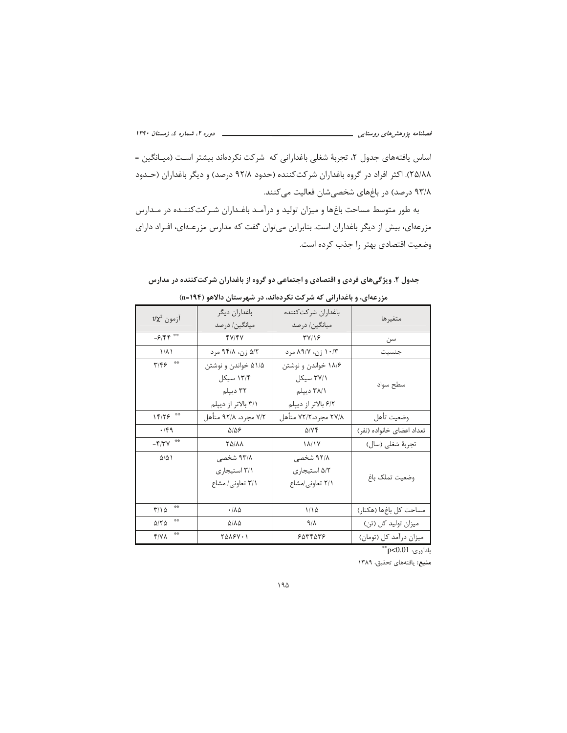اساس یافته‌های جدول ۲، تجربهٔ شغلی باغدارانی که شرکت نکرده‌اند بیشتر است (میانگین = ۲۵/۸۸). اکثر افراد در گروه باغداران شرکت‌کننده (حدود ۹۲/۸ درصد) و دیگر باغداران (حدود ۹۳/۸ درصد) در باغهای شخصی‌شان فعالیت می‌کنند.

به طور متوسط مساحت باغها و میزان تولید و درآمد باغداران شرکت‌کننده در مدارس مزرعه‌ای، بیش از دیگر باغداران است. بنابراین می‌توان گفت که مدارس مزرعه‌ای، افراد دارای وضعیت اقتصادی بهتر را جذب کرده است.

**جدول ۲. ویژگی‌های فردی و اقتصادی و اجتماعی دو گروه از باغداران شرکت‌کننده در مدارس مزرعه‌ای، و باغدارانی که شرکت نکرده‌اند، در شهرستان دالاهو (n=۱۹۴)**

| متغیرها | باغداران شرکت‌کننده میانگین/ درصد | باغداران دیگر میانگین/ درصد | آزمون $t/\chi^2$ |
|---|---|---|---|
| سن | ۳۷/۱۶ | ۴۷/۴۷ | $-۶/۴۴^{**}$ |
| جنسیت | ۱۰/۳ زن، ۸۹/۷ مرد | ۵/۲ زن، ۹۴/۸ مرد | ۱/۸۱ |
| سطح سواد | ۱۸/۶ خواندن و نوشتن<br>۳۷/۱ سیکل<br>۳۸/۱ دیپلم<br>۶/۲ بالاتر از دیپلم | ۵۱/۵ خواندن و نوشتن<br>۱۳/۴ سیکل<br>۳۲ دیپلم<br>۳/۱ بالاتر از دیپلم | $۳/۴۶^{**}$ |
| وضعیت تأهل | ۲۷/۸ مجرد،۷۲/۲ متأهل | ۷/۲ مجرد، ۹۲/۸ متأهل | $۱۴/۲۶^{**}$ |
| تعداد اعضای خانواده (نفر) | ۵/۷۴ | ۵/۵۶ | ۰/۴۹ |
| تجربهٔ شغلی (سال) | ۱۸/۱۷ | ۲۵/۸۸ | $-۴/۳۷^{**}$ |
| وضعیت تملک باغ | ۹۲/۸ شخصی<br>۵/۲ استیجاری<br>۲/۱ تعاونی/مشاع | ۹۳/۸ شخصی<br>۳/۱ استیجاری<br>۳/۱ تعاونی/ مشاع | ۵/۵۱ |
| مساحت کل باغها (هکتار) | ۱/۱۵ | ۰/۸۵ | $۳/۱۵^{**}$ |
| میزان تولید کل (تن) | ۹/۸ | ۵/۸۵ | $۵/۲۵^{**}$ |
| میزان درآمد کل (تومان) | ۶۵۳۴۵۳۶ | ۲۵۸۶۷۰۱ | $۴/۷۸^{**}$ |

یادآوری: $^{**}p<0.01$

**منبع**: یافته‌های تحقیق، ۱۳۸۹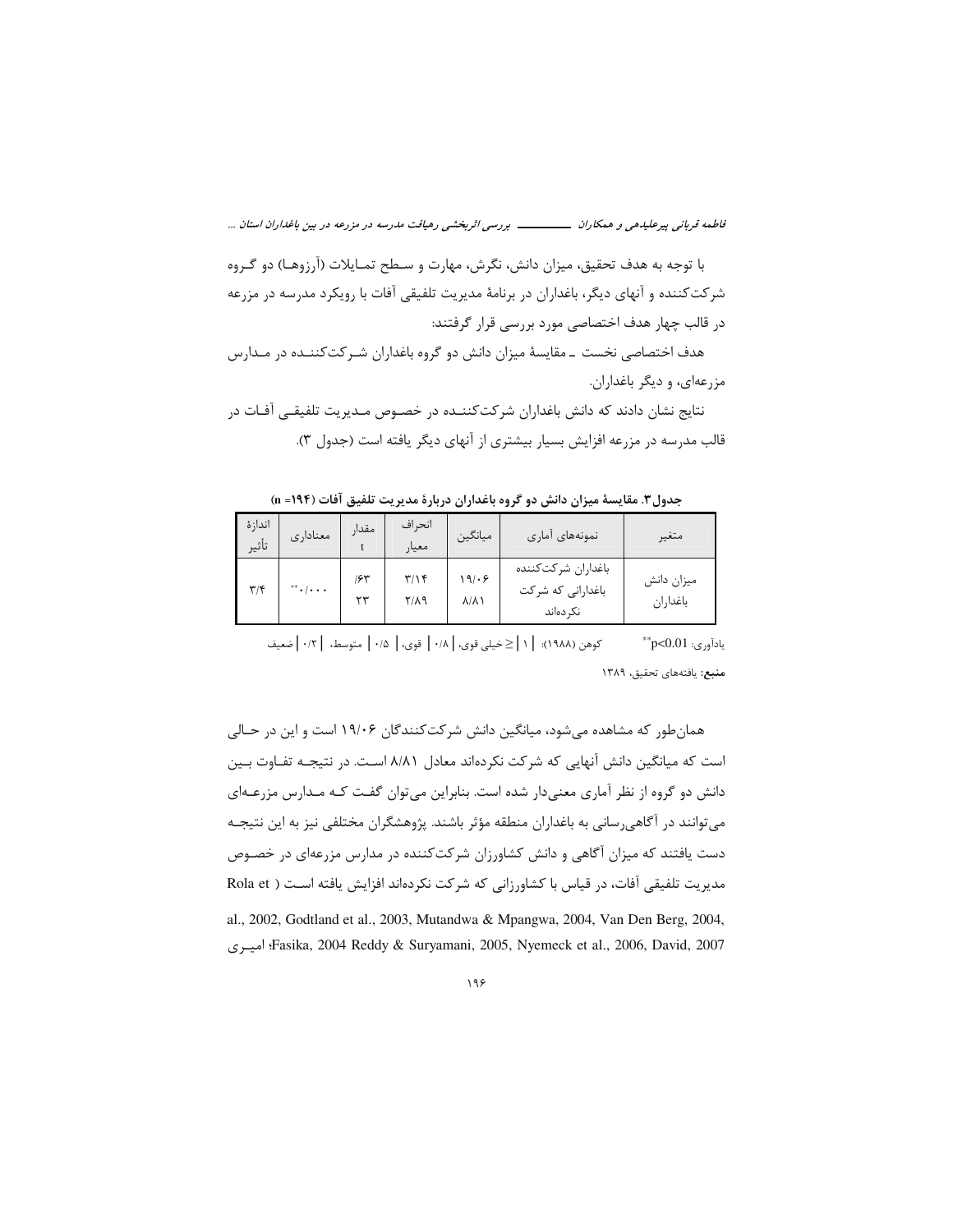با توجه به هدف تحقیق، میزان دانش، نگرش، مهارت و سطح تمـایلات (آرزوهـا) دو گـروه شرکت‌کننده و آنهای دیگر، باغداران در برنامهٔ مدیریت تلفیقی آفات با رویکرد مدرسه در مزرعه در قالب چهار هدف اختصاصی مورد بررسی قرار گرفتند:

هدف اختصاصی نخست ـ مقایسهٔ میزان دانش دو گروه باغداران شـرکت‌کننـده در مـدارس مزرعه‌ای، و دیگر باغداران.

نتایج نشان دادند که دانش باغداران شرکت‌کننـده در خصـوص مـدیریت تلفیقـی آفـات در قالب مدرسه در مزرعه افزایش بسیار بیشتری از آنهای دیگر یافته است (جدول ۳).

**جدول۳. مقایسهٔ میزان دانش دو گروه باغداران دربارهٔ مدیریت تلفیق آفات (n =۱۹۴)**

| متغیر | نمونه‌های آماری | میانگین | انحراف معیار | مقدار t | معناداری | اندازهٔ تأثیر |
|---|---|---|---|---|---|---|
| میزان دانش باغداران | باغداران شرکت‌کننده<br>باغدارانی که شرکت نکرده‌اند | ۱۹/۰۶<br>۸/۸۱ | ۳/۱۴<br>۲/۸۹ | ۶۳/<br>۲۳ | $^{**}$۰/۰۰۰ | ۳/۴ |

یادآوری: $^{**}p<0.01$ &nbsp;&nbsp;&nbsp; کوهن (۱۹۸۸): &#124; ۱ &#124; ≥ خیلی قوی، &#124; ۰/۸ &#124; قوی، &#124; ۰/۵ &#124; متوسط، &#124; ۰/۲ &#124; ضعیف

**منبع**: یافته‌های تحقیق، ۱۳۸۹

همان‌طور که مشاهده می‌شود، میانگین دانش شرکت‌کنندگان ۱۹/۰۶ است و این در حـالی است که میانگین دانش آنهایی که شرکت نکرده‌اند معادل ۸/۸۱ اسـت. در نتیجـه تفـاوت بـین دانش دو گروه از نظر آماری معنی‌دار شده است. بنابراین می‌توان گفـت کـه مـدارس مزرعـه‌ای می‌توانند در آگاهی‌رسانی به باغداران منطقه مؤثر باشند. پژوهشگران مختلفی نیز به این نتیجـه دست یافتند که میزان آگاهی و دانش کشاورزان شرکت‌کننده در مدارس مزرعه‌ای در خصـوص مدیریت تلفیقی آفات، در قیاس با کشاورزانی که شرکت نکرده‌اند افزایش یافته اسـت ( Rola et al., 2002, Godtland et al., 2003, Mutandwa & Mpangwa, 2004, Van Den Berg, 2004, Fasika, 2004 Reddy & Suryamani, 2005, Nyemeck et al., 2006, David, 2007؛ امیـری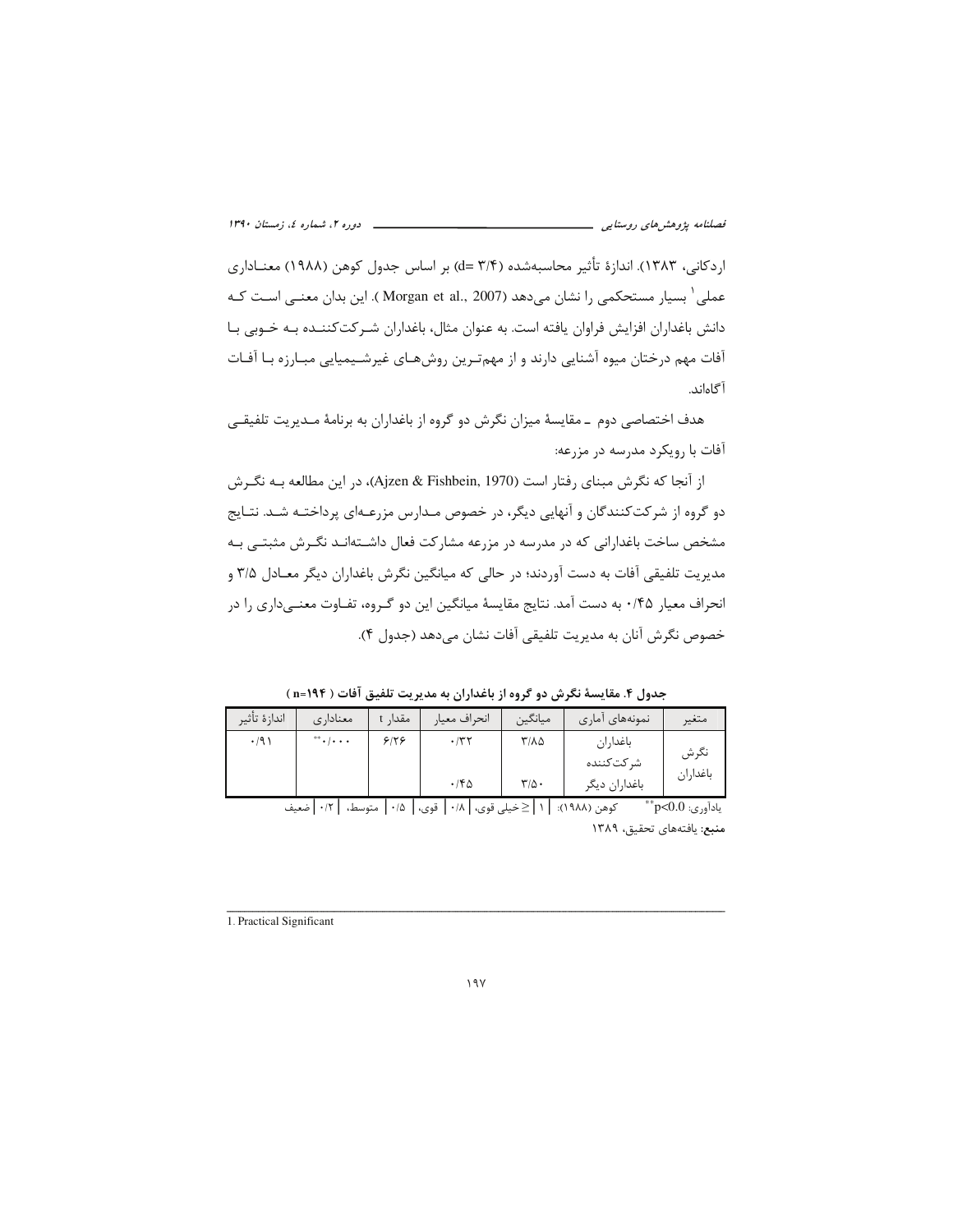اردکانی، ۱۳۸۳). اندازهٔ تأثیر محاسبه‌شده (d= ۳/۴) بر اساس جدول کوهن (۱۹۸۸) معنـاداری عملی[1] بسیار مستحکمی را نشان می‌دهد (Morgan et al., 2007 ). این بدان معنــی اسـت کـه دانش باغداران افزایش فراوان یافته است. به عنوان مثال، باغداران شـرکت‌کننـده بـه خـوبی بـا آفات مهم درختان میوه آشنایی دارند و از مهم‌تـرین روش‌هـای غیرشـیمیایی مبـارزه بـا آفـات آگاه‌اند.

هدف اختصاصی دوم ـ مقایسهٔ میزان نگرش دو گروه از باغداران به برنامهٔ مـدیریت تلفیقـی آفات با رویکرد مدرسه در مزرعه:

از آنجا که نگرش مبنای رفتار است (Ajzen & Fishbein, 1970)، در این مطالعه بـه نگـرش دو گروه از شرکت‌کنندگان و آنهایی دیگر، در خصوص مـدارس مزرعـه‌ای پرداختـه شـد. نتـایج مشخص ساخت باغدارانی که در مدرسه در مزرعه مشارکت فعال داشـته‌انـد نگـرش مثبتـی بـه مدیریت تلفیقی آفات به دست آوردند؛ در حالی که میانگین نگرش باغداران دیگر معـادل ۳/۵ و انحراف معیار ۰/۴۵ به دست آمد. نتایج مقایسهٔ میانگین این دو گـروه، تفـاوت معنـی‌داری را در خصوص نگرش آنان به مدیریت تلفیقی آفات نشان می‌دهد (جدول ۴).

**جدول ۴. مقایسهٔ نگرش دو گروه از باغداران به مدیریت تلفیق آفات ( n=۱۹۴ )**

| متغیر | نمونه‌های آماری | میانگین | انحراف معیار | مقدار t | معناداری | اندازهٔ تأثیر |
|---|---|---|---|---|---|---|
| نگرش باغداران | باغداران شرکت‌کننده | ۳/۸۵ | ۰/۳۲ | ۶/۲۶ | ۰/۰۰۰** | ۰/۹۱ |
| | باغداران دیگر | ۳/۵۰ | ۰/۴۵ | | | |

یادآوری: **p<0.0 &nbsp;&nbsp; کوهن (۱۹۸۸): ۱ ≤ خیلی قوی، ۰/۸ قوی، ۰/۵ متوسط، ۰/۲ ضعیف

**منبع**: یافته‌های تحقیق، ۱۳۸۹

---

1. Practical Significant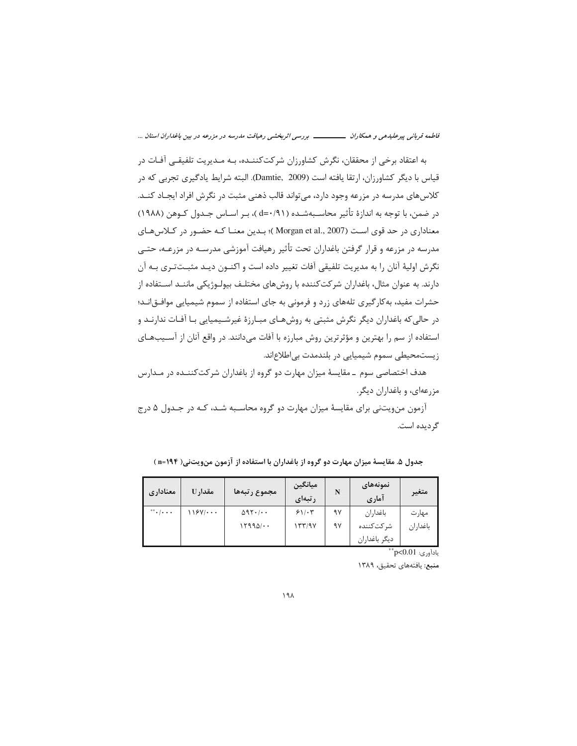به اعتقاد برخی از محققان، نگرش کشاورزان شرکت‌کننده، به مدیریت تلفیقی آفات در قیاس با دیگر کشاورزان، ارتقا یافته است (Damtie, 2009). البته شرایط یادگیری تجربی که در کلاس‌های مدرسه در مزرعه وجود دارد، می‌تواند قالب ذهنی مثبت در نگرش افراد ایجاد کند. در ضمن، با توجه به اندازهٔ تأثیر محاسبه‌شده (d=۰/۹۱)، بر اساس جدول کوهن (۱۹۸۸) معناداری در حد قوی است (Morgan et al., 2007)؛ بدین معنا که حضور در کلاس‌های مدرسه در مزرعه و قرار گرفتن باغداران تحت تأثیر رهیافت آموزشی مدرسه در مزرعه، حتی نگرش اولیهٔ آنان را به مدیریت تلفیقی آفات تغییر داده است و اکنون دید مثبت‌تری به آن دارند. به عنوان مثال، باغداران شرکت‌کننده با روش‌های مختلف بیولوژیکی مانند استفاده از حشرات مفید، به‌کارگیری تله‌های زرد و فرمونی به جای استفاده از سموم شیمیایی موافق‌اند؛ در حالی‌که باغداران دیگر نگرش مثبتی به روش‌های مبارزهٔ غیرشیمیایی با آفات ندارند و استفاده از سم را بهترین و مؤثرترین روش مبارزه با آفات می‌دانند. در واقع آنان از آسیب‌های زیست‌محیطی سموم شیمیایی در بلندمدت بی‌اطلاع‌اند.

هدف اختصاصی سوم ـ مقایسهٔ میزان مهارت دو گروه از باغداران شرکت‌کننده در مدارس مزرعه‌ای، و باغداران دیگر.

آزمون من‌ویت‌نی برای مقایسهٔ میزان مهارت دو گروه محاسبه شد، که در جدول ۵ درج گردیده است.

**جدول ۵. مقایسهٔ میزان مهارت دو گروه از باغداران با استفاده از آزمون من‌ویت‌نی( n=۱۹۴ )**

| متغیر | نمونه‌های آماری | N | میانگین رتبه‌ای | مجموع رتبه‌ها | مقدار U | معناداری |
|---|---|---|---|---|---|---|
| مهارت باغداران | باغداران شرکت‌کننده | ۹۷ | ۶۱/۰۳ | ۵۹۲۰/۰۰ | ۱۱۶۷/۰۰۰ | **۰/۰۰۰ |
| | دیگر باغداران | ۹۷ | ۱۳۳/۹۷ | ۱۲۹۹۵/۰۰ | | |

یادآوری: $^{**}p<0.01$

**منبع**: یافته‌های تحقیق، ۱۳۸۹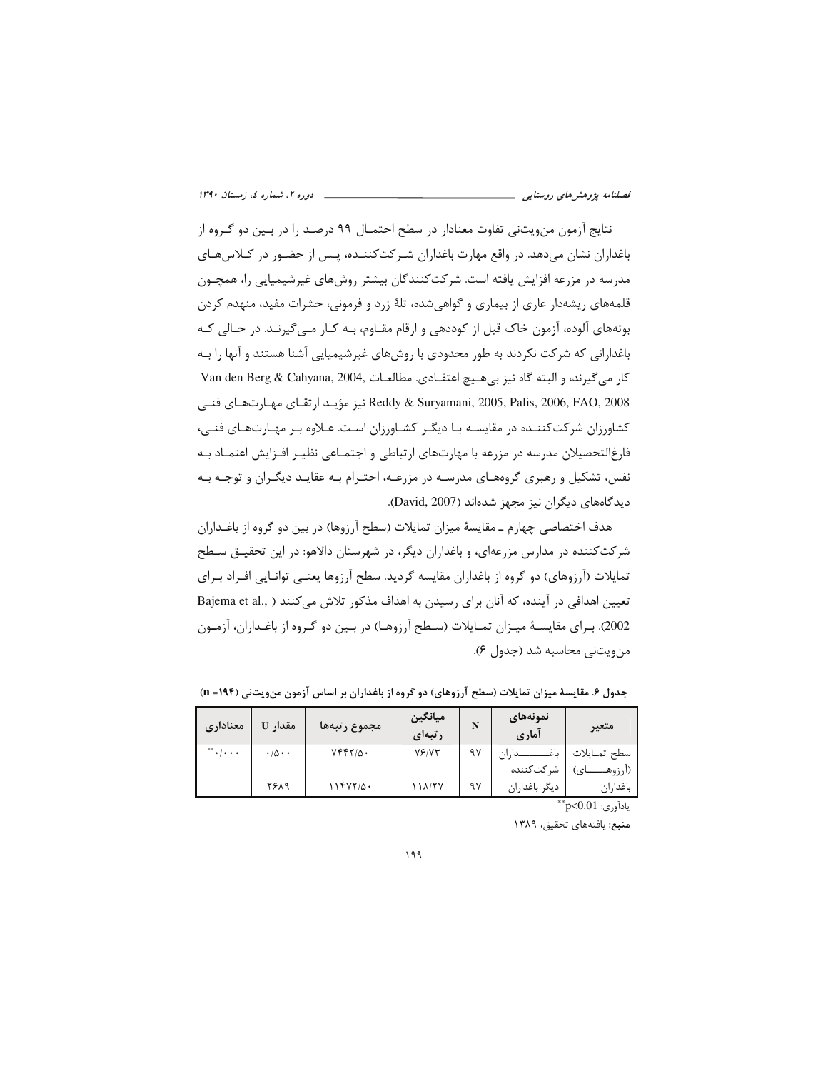نتایج آزمون من‌ویتنی تفاوت معنادار در سطح احتمال ۹۹ درصد را در بین دو گروه از باغداران نشان می‌دهد. در واقع مهارت باغداران شرکت‌کننده، پس از حضور در کلاس‌های مدرسه در مزرعه افزایش یافته است. شرکت‌کنندگان بیشتر روش‌های غیرشیمیایی را، همچون قلمه‌های ریشه‌دار عاری از بیماری و گواهی‌شده، تلهٔ زرد و فرمونی، حشرات مفید، منهدم کردن بوته‌های آلوده، آزمون خاک قبل از کوددهی و ارقام مقاوم، به کار می‌گیرند. در حالی که باغدارانی که شرکت نکردند به طور محدودی با روش‌های غیرشیمیایی آشنا هستند و آنها را به کار می‌گیرند، و البته گاه نیز بی‌هیچ اعتقادی. مطالعات ,Van den Berg & Cahyana, 2004 Reddy & Suryamani, 2005, Palis, 2006, FAO, 2008 نیز مؤید ارتقای مهارت‌های فنی کشاورزان شرکت‌کننده در مقایسه با دیگر کشاورزان است. علاوه بر مهارت‌های فنی، فارغ‌التحصیلان مدرسه در مزرعه با مهارت‌های ارتباطی و اجتماعی نظیر افزایش اعتماد به نفس، تشکیل و رهبری گروه‌های مدرسه در مزرعه، احترام به عقاید دیگران و توجه به دیدگاه‌های دیگران نیز مجهز شده‌اند (David, 2007).

هدف اختصاصی چهارم ـ مقایسهٔ میزان تمایلات (سطح آرزوها) در بین دو گروه از باغداران شرکت‌کننده در مدارس مزرعه‌ای، و باغداران دیگر، در شهرستان دالاهو: در این تحقیق سطح تمایلات (آرزوهای) دو گروه از باغداران مقایسه گردید. سطح آرزوها یعنی توانایی افراد برای تعیین اهدافی در آینده، که آنان برای رسیدن به اهداف مذکور تلاش می‌کنند ( ,.Bajema et al 2002). برای مقایسهٔ میزان تمایلات (سطح آرزوها) در بین دو گروه از باغداران، آزمون من‌ویتنی محاسبه شد (جدول ۶).

**جدول ۶. مقایسهٔ میزان تمایلات (سطح آرزوهای) دو گروه از باغداران بر اساس آزمون من‌ویتنی (۱۹۴= n)**

| متغیر | نمونه‌های آماری | N | میانگین رتبه‌ای | مجموع رتبه‌ها | مقدار U | معناداری |
|---|---|---|---|---|---|---|
| سطح تمایلات (آرزوهای) باغداران | باغداران شرکت‌کننده | ۹۷ | ۷۶/۷۳ | ۷۴۴۲/۵۰ | ۰/۵۰۰ | \*\*۰/۰۰۰ |
| | دیگر باغداران | ۹۷ | ۱۱۸/۲۷ | ۱۱۴۷۲/۵۰ | ۲۶۸۹ | |

یادآوری: $^{**}p<0.01$

**منبع:** یافته‌های تحقیق، ۱۳۸۹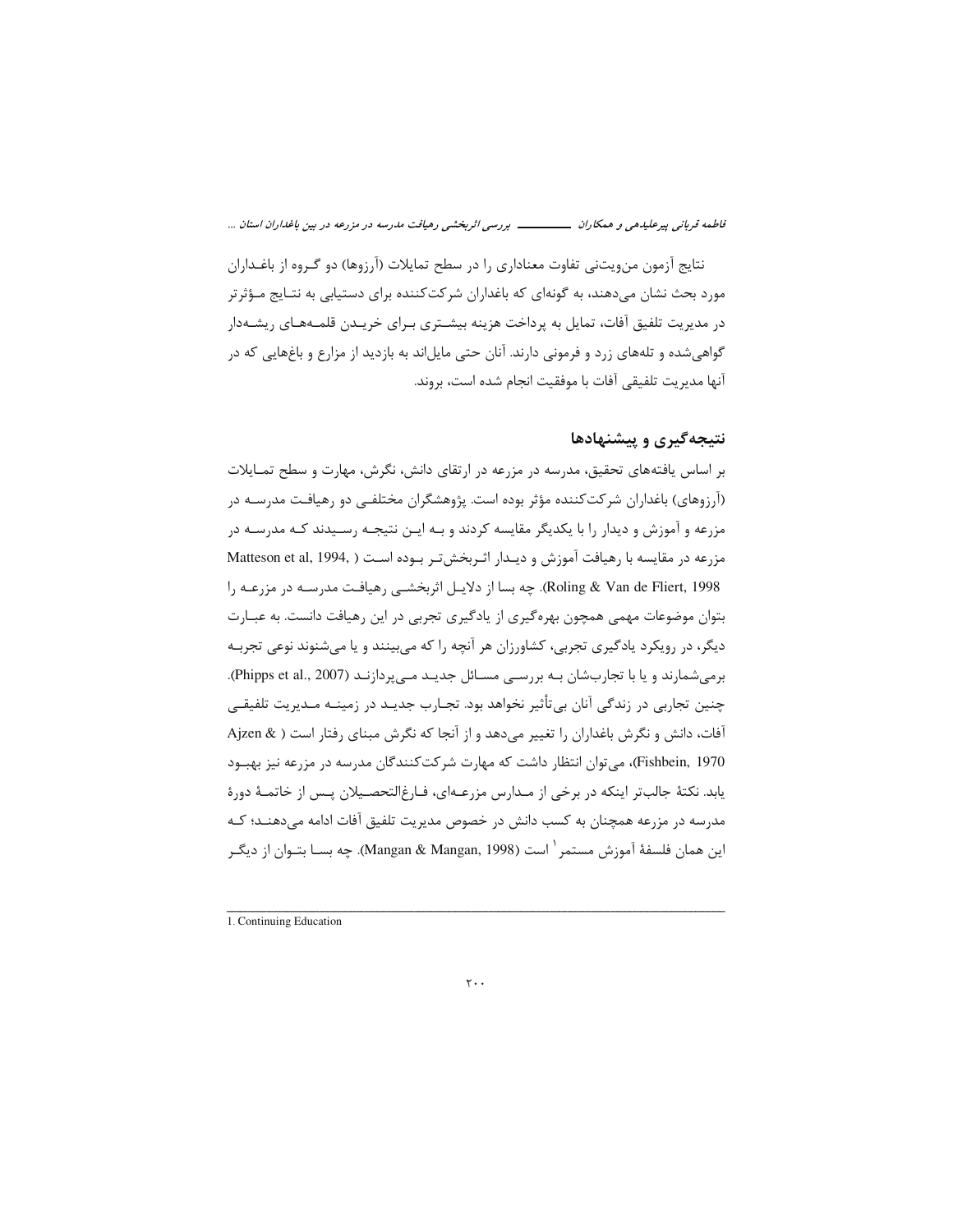نتایج آزمون من‌ویت‌نی تفاوت معناداری را در سطح تمایلات (آرزوها) دو گروه از باغداران مورد بحث نشان می‌دهند، به گونه‌ای که باغداران شرکت‌کننده برای دستیابی به نتایج مؤثرتر در مدیریت تلفیق آفات، تمایل به پرداخت هزینه بیشتری برای خریدن قلمه‌های ریشه‌دار گواهی‌شده و تله‌های زرد و فرمونی دارند. آنان حتی مایل‌اند به بازدید از مزارع و باغهایی که در آنها مدیریت تلفیقی آفات با موفقیت انجام شده است، بروند.

## نتیجه‌گیری و پیشنهادها

بر اساس یافته‌های تحقیق، مدرسه در مزرعه در ارتقای دانش، نگرش، مهارت و سطح تمایلات (آرزوهای) باغداران شرکت‌کننده مؤثر بوده است. پژوهشگران مختلفی دو رهیافت مدرسه در مزرعه و آموزش و دیدار را با یکدیگر مقایسه کردند و به این نتیجه رسیدند که مدرسه در مزرعه در مقایسه با رهیافت آموزش و دیدار اثربخش‌تر بوده است (Matteson et al, 1994, Roling & Van de Fliert, 1998). چه بسا از دلایل اثربخشی رهیافت مدرسه در مزرعه را بتوان موضوعات مهمی همچون بهره‌گیری از یادگیری تجربی در این رهیافت دانست. به عبارت دیگر، در رویکرد یادگیری تجربی، کشاورزان هر آنچه را که می‌بینند و یا می‌شنوند نوعی تجربه برمی‌شمارند و یا با تجارب‌شان به بررسی مسائل جدید می‌پردازند (Phipps et al., 2007). چنین تجاربی در زندگی آنان بی‌تأثیر نخواهد بود. تجارب جدید در زمینه مدیریت تلفیقی آفات، دانش و نگرش باغداران را تغییر می‌دهد و از آنجا که نگرش مبنای رفتار است (Ajzen & Fishbein, 1970)، می‌توان انتظار داشت که مهارت شرکت‌کنندگان مدرسه در مزرعه نیز بهبود یابد. نکتهٔ جالب‌تر اینکه در برخی از مدارس مزرعه‌ای، فارغ‌التحصیلان پس از خاتمهٔ دورهٔ مدرسه در مزرعه همچنان به کسب دانش در خصوص مدیریت تلفیق آفات ادامه می‌دهند؛ که این همان فلسفهٔ آموزش مستمر[1] است (Mangan & Mangan, 1998). چه بسا بتوان از دیگر

---

1. Continuing Education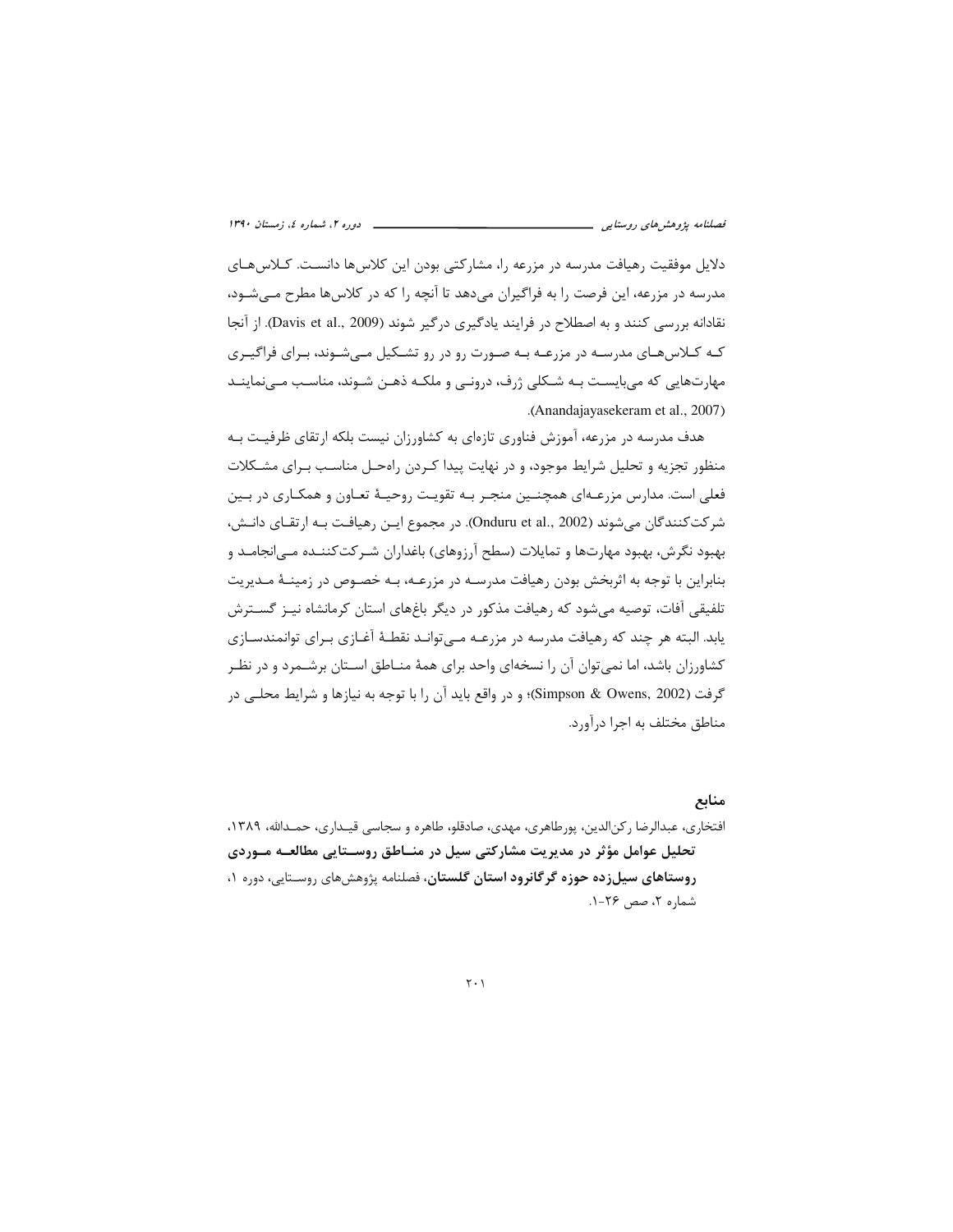دلایل موفقیت رهیافت مدرسه در مزرعه را، مشارکتی بودن این کلاس‌ها دانست. کلاس‌های مدرسه در مزرعه، این فرصت را به فراگیران می‌دهد تا آنچه را که در کلاس‌ها مطرح می‌شود، نقادانه بررسی کنند و به اصطلاح در فرایند یادگیری درگیر شوند (Davis et al., 2009). از آنجا که کلاس‌های مدرسه در مزرعه به صورت رو در رو تشکیل می‌شوند، برای فراگیری مهارت‌هایی که می‌بایست به شکلی ژرف، درونی و ملکه ذهن شوند، مناسب می‌نمایند (Anandajayasekeram et al., 2007).

هدف مدرسه در مزرعه، آموزش فناوری تازه‌ای به کشاورزان نیست بلکه ارتقای ظرفیت به منظور تجزیه و تحلیل شرایط موجود، و در نهایت پیدا کردن راه‌حل مناسب برای مشکلات فعلی است. مدارس مزرعه‌ای همچنین منجر به تقویت روحیهٔ تعاون و همکاری در بین شرکت‌کنندگان می‌شوند (Onduru et al., 2002). در مجموع این رهیافت به ارتقای دانش، بهبود نگرش، بهبود مهارت‌ها و تمایلات (سطح آرزوهای) باغداران شرکت‌کننده می‌انجامد و بنابراین با توجه به اثربخش بودن رهیافت مدرسه در مزرعه، به خصوص در زمینهٔ مدیریت تلفیقی آفات، توصیه می‌شود که رهیافت مذکور در دیگر باغ‌های استان کرمانشاه نیز گسترش یابد. البته هر چند که رهیافت مدرسه در مزرعه می‌تواند نقطهٔ آغازی برای توانمندسازی کشاورزان باشد، اما نمی‌توان آن را نسخه‌ای واحد برای همهٔ مناطق استان برشمرد و در نظر گرفت (Simpson & Owens, 2002)؛ و در واقع باید آن را با توجه به نیازها و شرایط محلی در مناطق مختلف به اجرا درآورد.

## منابع

افتخاری، عبدالرضا رکن‌الدین، پورطاهری، مهدی، صادقلو، طاهره و سجاسی قیداری، حمدالله، ۱۳۸۹، **تحلیل عوامل مؤثر در مدیریت مشارکتی سیل در مناطق روستایی مطالعه موردی روستاهای سیل‌زده حوزه گرگانرود استان گلستان**، فصلنامه پژوهش‌های روستایی، دوره ۱، شماره ۲، صص ۲۶-۱.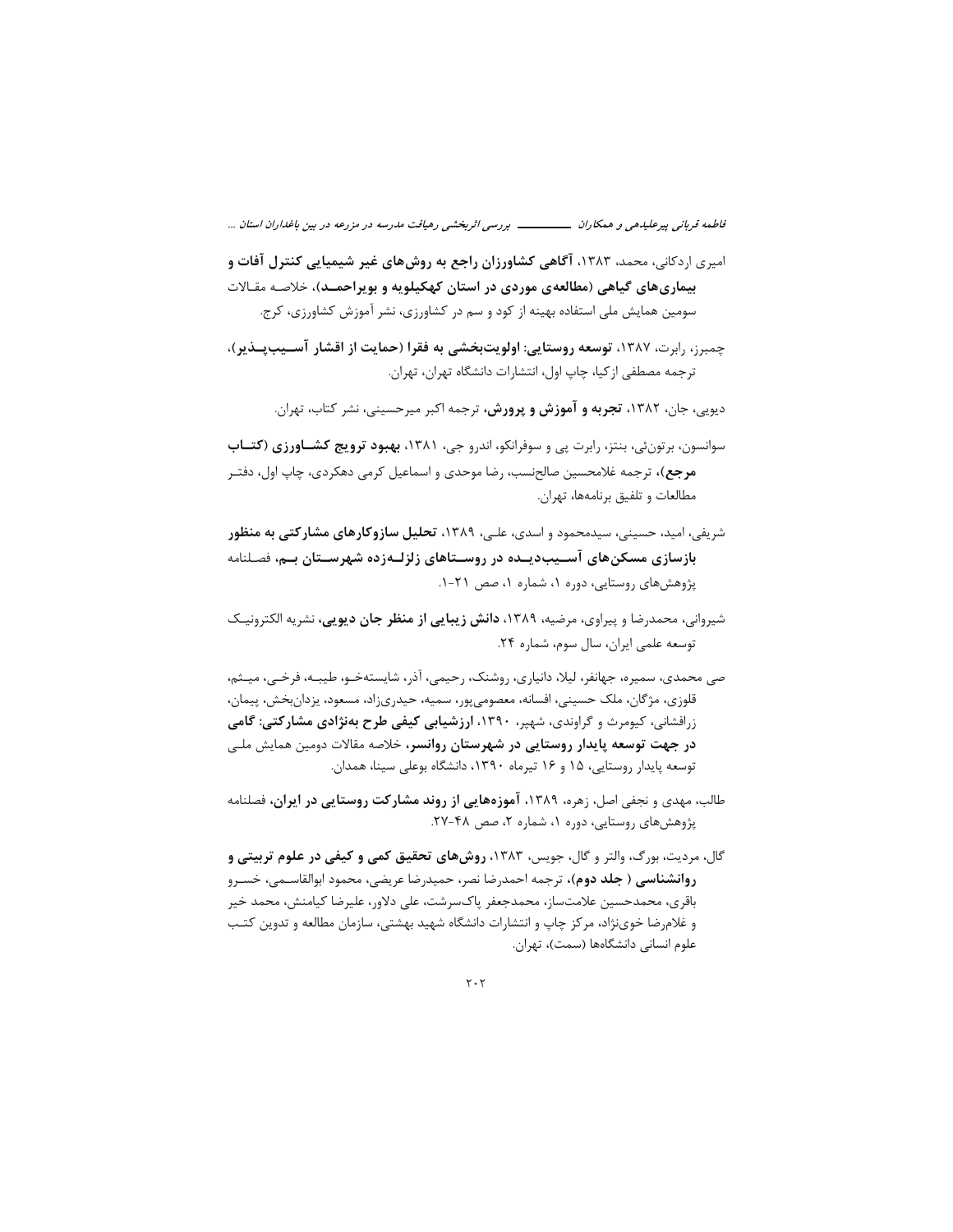امیری اردکانی، محمد، ۱۳۸۳، **آگاهی کشاورزان راجع به روش‌های غیر شیمیایی کنترل آفات و بیماری‌های گیاهی (مطالعه‌ی موردی در استان کهکیلویه و بویراحمد)**، خلاصه مقالات سومین همایش ملی استفاده بهینه از کود و سم در کشاورزی، نشر آموزش کشاورزی، کرج.

چمبرز، رابرت، ۱۳۸۷، **توسعه روستایی: اولویت‌بخشی به فقرا (حمایت از اقشار آسیب‌پذیر)**، ترجمه مصطفی ازکیا، چاپ اول، انتشارات دانشگاه تهران، تهران.

دیویی، جان، ۱۳۸۲، **تجربه و آموزش و پرورش**، ترجمه اکبر میرحسینی، نشر کتاب، تهران.

سوانسون، برتون‌ئی، بنتز، رابرت پی و سوفرانکو، اندرو جی، ۱۳۸۱، **بهبود ترویج کشاورزی (کتاب مرجع)**، ترجمه غلامحسین صالح‌نسب، رضا موحدی و اسماعیل کرمی دهکردی، چاپ اول، دفتر مطالعات و تلفیق برنامه‌ها، تهران.

شریفی، امید، حسینی، سیدمحمود و اسدی، علی، ۱۳۸۹، **تحلیل سازوکارهای مشارکتی به منظور بازسازی مسکن‌های آسیب‌دیده در روستاهای زلزله‌زده شهرستان بم**، فصلنامه پژوهش‌های روستایی، دوره ۱، شماره ۱، صص ۲۱-۱.

شیروانی، محمدرضا و پیراوی، مرضیه، ۱۳۸۹، **دانش زیبایی از منظر جان دیویی**، نشریه الکترونیک توسعه علمی ایران، سال سوم، شماره ۲۴.

صی محمدی، سمیره، جهانفر، لیلا، دانیاری، روشنک، رحیمی، آذر، شایسته‌خو، طیبه، فرخی، میثم، قلوزی، مژگان، ملک حسینی، افسانه، معصومی‌پور، سمیه، حیدری‌زاد، مسعود، یزدان‌بخش، پیمان، زرافشانی، کیومرث و گراوندی، شهپر، ۱۳۹۰، **ارزشیابی کیفی طرح به‌نژادی مشارکتی: گامی در جهت توسعه پایدار روستایی در شهرستان روانسر**، خلاصه مقالات دومین همایش ملی توسعه پایدار روستایی، ۱۵ و ۱۶ تیرماه ۱۳۹۰، دانشگاه بوعلی سینا، همدان.

طالب، مهدی و نجفی اصل، زهره، ۱۳۸۹، **آموزه‌هایی از روند مشارکت روستایی در ایران**، فصلنامه پژوهش‌های روستایی، دوره ۱، شماره ۲، صص ۴۸-۲۷.

گال، مردیت، بورگ، والتر و گال، جویس، ۱۳۸۳، **روش‌های تحقیق کمی و کیفی در علوم تربیتی و روانشناسی ( جلد دوم)**، ترجمه احمدرضا نصر، حمیدرضا عریضی، محمود ابوالقاسمی، خسرو باقری، محمدحسین علامت‌ساز، محمدجعفر پاک‌سرشت، علی دلاور، علیرضا کیامنش، محمد خیر و غلامرضا خوی‌نژاد، مرکز چاپ و انتشارات دانشگاه شهید بهشتی، سازمان مطالعه و تدوین کتب علوم انسانی دانشگاه‌ها (سمت)، تهران.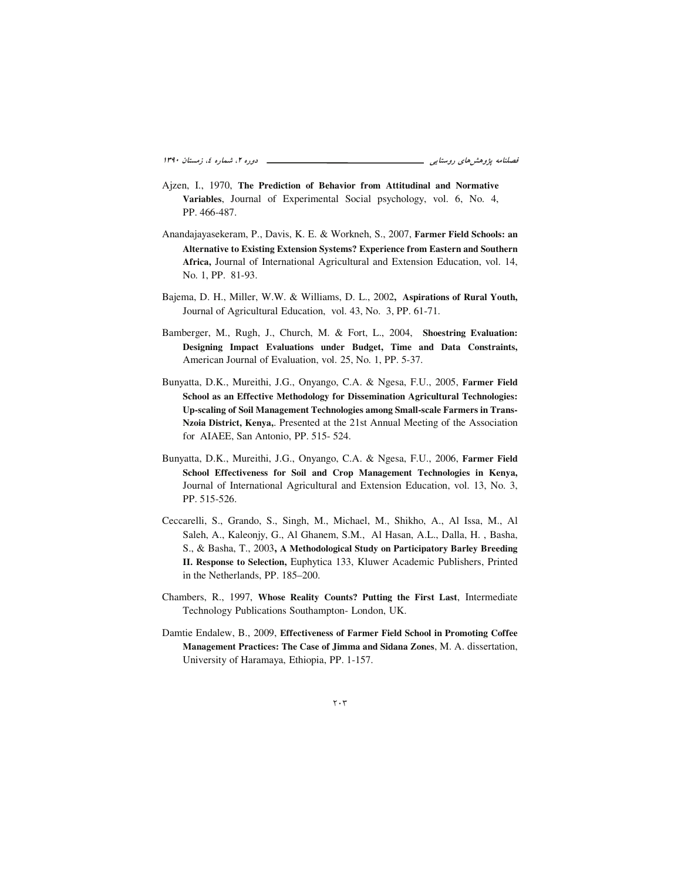Ajzen, I., 1970, **The Prediction of Behavior from Attitudinal and Normative Variables**, Journal of Experimental Social psychology, vol. 6, No. 4, PP. 466-487.

Anandajayasekeram, P., Davis, K. E. & Workneh, S., 2007, **Farmer Field Schools: an Alternative to Existing Extension Systems? Experience from Eastern and Southern Africa,** Journal of International Agricultural and Extension Education, vol. 14, No. 1, PP. 81-93.

Bajema, D. H., Miller, W.W. & Williams, D. L., 2002**, Aspirations of Rural Youth,** Journal of Agricultural Education, vol. 43, No. 3, PP. 61-71.

Bamberger, M., Rugh, J., Church, M. & Fort, L., 2004, **Shoestring Evaluation: Designing Impact Evaluations under Budget, Time and Data Constraints,** American Journal of Evaluation, vol. 25, No. 1, PP. 5-37.

Bunyatta, D.K., Mureithi, J.G., Onyango, C.A. & Ngesa, F.U., 2005, **Farmer Field School as an Effective Methodology for Dissemination Agricultural Technologies: Up-scaling of Soil Management Technologies among Small-scale Farmers in Trans-Nzoia District, Kenya,**. Presented at the 21st Annual Meeting of the Association for AIAEE, San Antonio, PP. 515- 524.

Bunyatta, D.K., Mureithi, J.G., Onyango, C.A. & Ngesa, F.U., 2006, **Farmer Field School Effectiveness for Soil and Crop Management Technologies in Kenya,** Journal of International Agricultural and Extension Education, vol. 13, No. 3, PP. 515-526.

Ceccarelli, S., Grando, S., Singh, M., Michael, M., Shikho, A., Al Issa, M., Al Saleh, A., Kaleonjy, G., Al Ghanem, S.M., Al Hasan, A.L., Dalla, H. , Basha, S., & Basha, T., 2003**, A Methodological Study on Participatory Barley Breeding II. Response to Selection,** Euphytica 133, Kluwer Academic Publishers, Printed in the Netherlands, PP. 185–200.

Chambers, R., 1997, **Whose Reality Counts? Putting the First Last**, Intermediate Technology Publications Southampton- London, UK.

Damtie Endalew, B., 2009, **Effectiveness of Farmer Field School in Promoting Coffee Management Practices: The Case of Jimma and Sidana Zones**, M. A. dissertation, University of Haramaya, Ethiopia, PP. 1-157.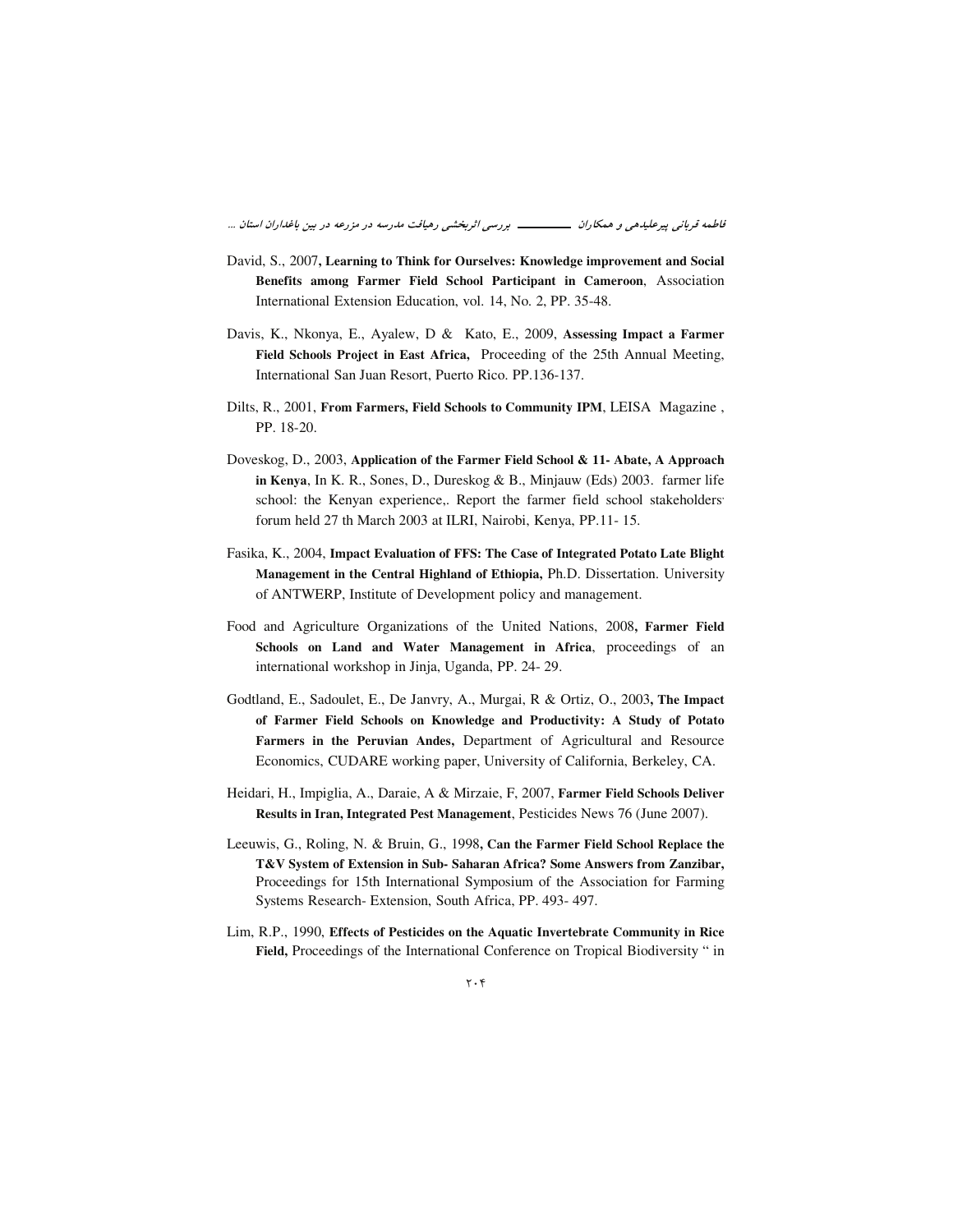David, S., 2007**, Learning to Think for Ourselves: Knowledge improvement and Social Benefits among Farmer Field School Participant in Cameroon**, Association International Extension Education, vol. 14, No. 2, PP. 35-48.

Davis, K., Nkonya, E., Ayalew, D & Kato, E., 2009, **Assessing Impact a Farmer Field Schools Project in East Africa,** Proceeding of the 25th Annual Meeting, International San Juan Resort, Puerto Rico. PP.136-137.

Dilts, R., 2001, **From Farmers, Field Schools to Community IPM**, LEISA Magazine , PP. 18-20.

Doveskog, D., 2003, **Application of the Farmer Field School & 11- Abate, A Approach in Kenya**, In K. R., Sones, D., Dureskog & B., Minjauw (Eds) 2003. farmer life school: the Kenyan experience,. Report the farmer field school stakeholders' forum held 27 th March 2003 at ILRI, Nairobi, Kenya, PP.11- 15.

Fasika, K., 2004, **Impact Evaluation of FFS: The Case of Integrated Potato Late Blight Management in the Central Highland of Ethiopia,** Ph.D. Dissertation. University of ANTWERP, Institute of Development policy and management.

Food and Agriculture Organizations of the United Nations, 2008**, Farmer Field Schools on Land and Water Management in Africa**, proceedings of an international workshop in Jinja, Uganda, PP. 24- 29.

Godtland, E., Sadoulet, E., De Janvry, A., Murgai, R & Ortiz, O., 2003**, The Impact of Farmer Field Schools on Knowledge and Productivity: A Study of Potato Farmers in the Peruvian Andes,** Department of Agricultural and Resource Economics, CUDARE working paper, University of California, Berkeley, CA.

Heidari, H., Impiglia, A., Daraie, A & Mirzaie, F, 2007, **Farmer Field Schools Deliver Results in Iran, Integrated Pest Management**, Pesticides News 76 (June 2007).

Leeuwis, G., Roling, N. & Bruin, G., 1998**, Can the Farmer Field School Replace the T&V System of Extension in Sub- Saharan Africa? Some Answers from Zanzibar,** Proceedings for 15th International Symposium of the Association for Farming Systems Research- Extension, South Africa, PP. 493- 497.

Lim, R.P., 1990, **Effects of Pesticides on the Aquatic Invertebrate Community in Rice Field,** Proceedings of the International Conference on Tropical Biodiversity " in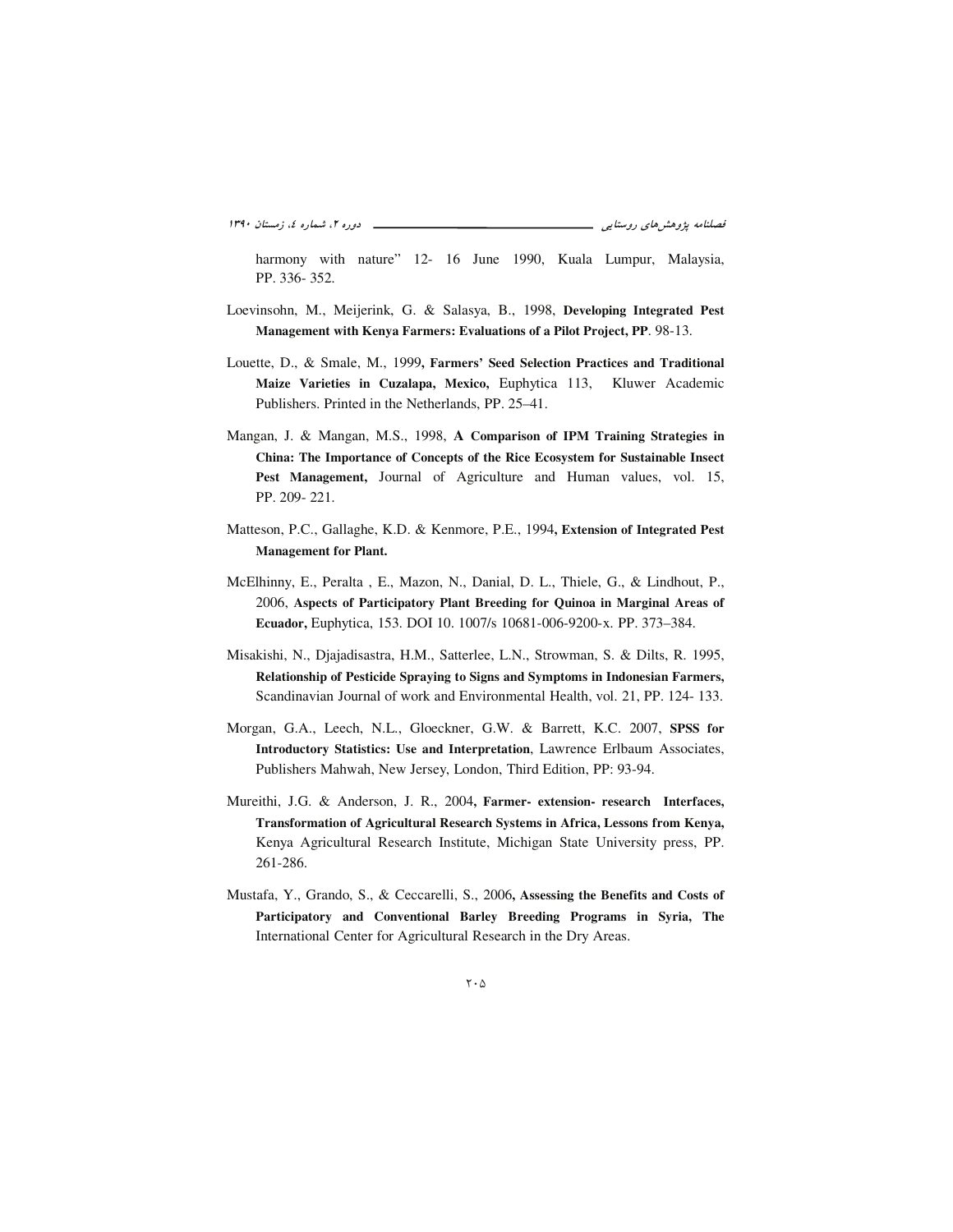harmony with nature" 12- 16 June 1990, Kuala Lumpur, Malaysia, PP. 336- 352.

Loevinsohn, M., Meijerink, G. & Salasya, B., 1998, **Developing Integrated Pest Management with Kenya Farmers: Evaluations of a Pilot Project, PP**. 98-13.

Louette, D., & Smale, M., 1999**, Farmers' Seed Selection Practices and Traditional Maize Varieties in Cuzalapa, Mexico,** Euphytica 113, Kluwer Academic Publishers. Printed in the Netherlands, PP. 25–41.

Mangan, J. & Mangan, M.S., 1998, **A Comparison of IPM Training Strategies in China: The Importance of Concepts of the Rice Ecosystem for Sustainable Insect Pest Management,** Journal of Agriculture and Human values, vol. 15, PP. 209- 221.

Matteson, P.C., Gallaghe, K.D. & Kenmore, P.E., 1994**, Extension of Integrated Pest Management for Plant.**

McElhinny, E., Peralta , E., Mazon, N., Danial, D. L., Thiele, G., & Lindhout, P., 2006, **Aspects of Participatory Plant Breeding for Quinoa in Marginal Areas of Ecuador,** Euphytica, 153. DOI 10. 1007/s 10681-006-9200-x. PP. 373–384.

Misakishi, N., Djajadisastra, H.M., Satterlee, L.N., Strowman, S. & Dilts, R. 1995, **Relationship of Pesticide Spraying to Signs and Symptoms in Indonesian Farmers,** Scandinavian Journal of work and Environmental Health, vol. 21, PP. 124- 133.

Morgan, G.A., Leech, N.L., Gloeckner, G.W. & Barrett, K.C. 2007, **SPSS for Introductory Statistics: Use and Interpretation**, Lawrence Erlbaum Associates, Publishers Mahwah, New Jersey, London, Third Edition, PP: 93-94.

Mureithi, J.G. & Anderson, J. R., 2004**, Farmer- extension- research Interfaces, Transformation of Agricultural Research Systems in Africa, Lessons from Kenya,** Kenya Agricultural Research Institute, Michigan State University press, PP. 261-286.

Mustafa, Y., Grando, S., & Ceccarelli, S., 2006**, Assessing the Benefits and Costs of Participatory and Conventional Barley Breeding Programs in Syria, The** International Center for Agricultural Research in the Dry Areas.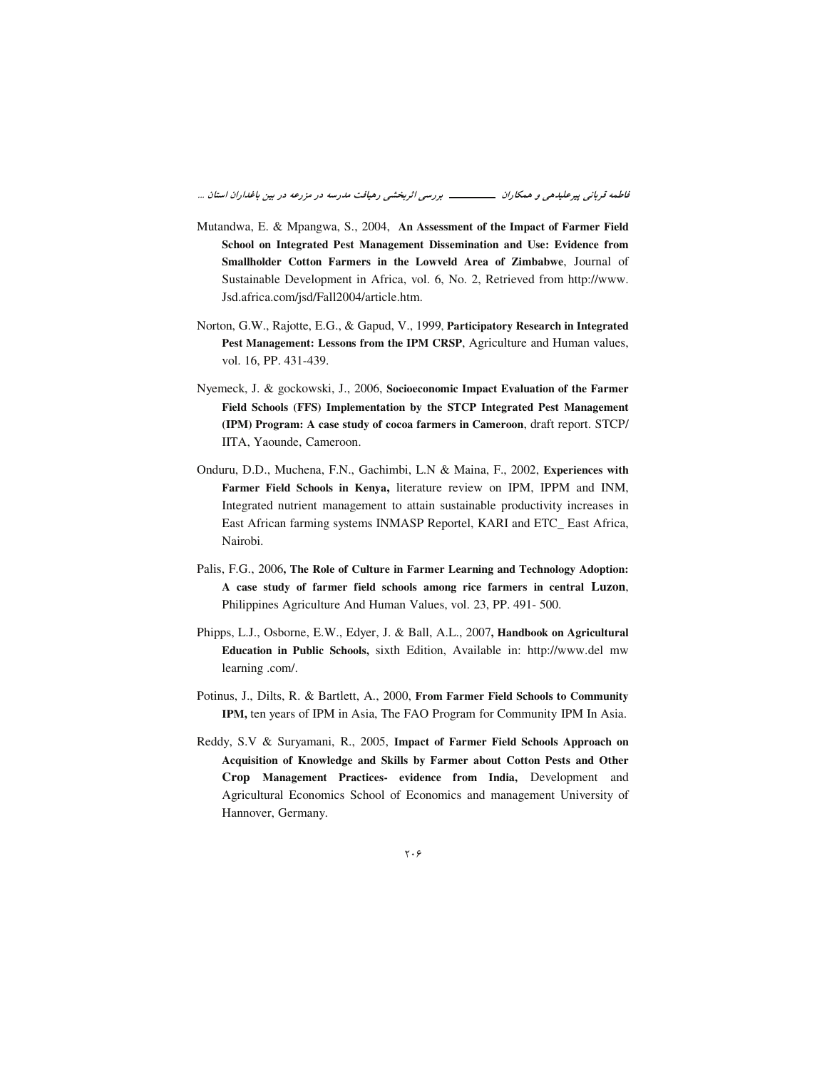Mutandwa, E. & Mpangwa, S., 2004, **An Assessment of the Impact of Farmer Field School on Integrated Pest Management Dissemination and Use: Evidence from Smallholder Cotton Farmers in the Lowveld Area of Zimbabwe**, Journal of Sustainable Development in Africa, vol. 6, No. 2, Retrieved from http://www. Jsd.africa.com/jsd/Fall2004/article.htm.

Norton, G.W., Rajotte, E.G., & Gapud, V., 1999, **Participatory Research in Integrated Pest Management: Lessons from the IPM CRSP**, Agriculture and Human values, vol. 16, PP. 431-439.

Nyemeck, J. & gockowski, J., 2006, **Socioeconomic Impact Evaluation of the Farmer Field Schools (FFS) Implementation by the STCP Integrated Pest Management (IPM) Program: A case study of cocoa farmers in Cameroon**, draft report. STCP/ IITA, Yaounde, Cameroon.

Onduru, D.D., Muchena, F.N., Gachimbi, L.N & Maina, F., 2002, **Experiences with Farmer Field Schools in Kenya,** literature review on IPM, IPPM and INM, Integrated nutrient management to attain sustainable productivity increases in East African farming systems INMASP Reportel, KARI and ETC_ East Africa, Nairobi.

Palis, F.G., 2006**, The Role of Culture in Farmer Learning and Technology Adoption: A case study of farmer field schools among rice farmers in central Luzon**, Philippines Agriculture And Human Values, vol. 23, PP. 491- 500.

Phipps, L.J., Osborne, E.W., Edyer, J. & Ball, A.L., 2007**, Handbook on Agricultural Education in Public Schools,** sixth Edition, Available in: http://www.del mw learning .com/.

Potinus, J., Dilts, R. & Bartlett, A., 2000, **From Farmer Field Schools to Community IPM,** ten years of IPM in Asia, The FAO Program for Community IPM In Asia.

Reddy, S.V & Suryamani, R., 2005, **Impact of Farmer Field Schools Approach on Acquisition of Knowledge and Skills by Farmer about Cotton Pests and Other Crop Management Practices- evidence from India,** Development and Agricultural Economics School of Economics and management University of Hannover, Germany.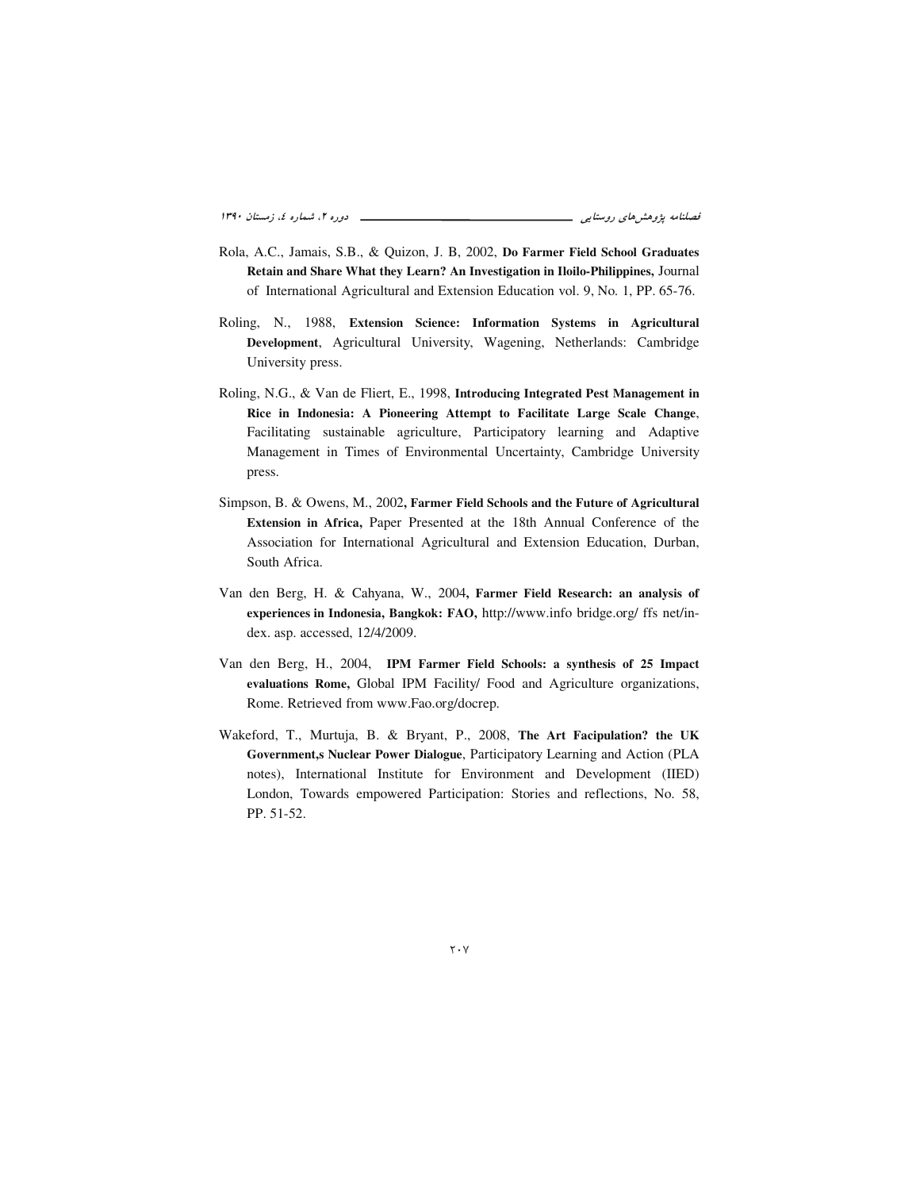Rola, A.C., Jamais, S.B., & Quizon, J. B, 2002, **Do Farmer Field School Graduates Retain and Share What they Learn? An Investigation in Iloilo-Philippines,** Journal of International Agricultural and Extension Education vol. 9, No. 1, PP. 65-76.

Roling, N., 1988, **Extension Science: Information Systems in Agricultural Development**, Agricultural University, Wagening, Netherlands: Cambridge University press.

Roling, N.G., & Van de Fliert, E., 1998, **Introducing Integrated Pest Management in Rice in Indonesia: A Pioneering Attempt to Facilitate Large Scale Change**, Facilitating sustainable agriculture, Participatory learning and Adaptive Management in Times of Environmental Uncertainty, Cambridge University press.

Simpson, B. & Owens, M., 2002**, Farmer Field Schools and the Future of Agricultural Extension in Africa,** Paper Presented at the 18th Annual Conference of the Association for International Agricultural and Extension Education, Durban, South Africa.

Van den Berg, H. & Cahyana, W., 2004**, Farmer Field Research: an analysis of experiences in Indonesia, Bangkok: FAO,** http://www.info bridge.org/ ffs net/index. asp. accessed, 12/4/2009.

Van den Berg, H., 2004, **IPM Farmer Field Schools: a synthesis of 25 Impact evaluations Rome,** Global IPM Facility/ Food and Agriculture organizations, Rome. Retrieved from www.Fao.org/docrep.

Wakeford, T., Murtuja, B. & Bryant, P., 2008, **The Art Facipulation? the UK Government,s Nuclear Power Dialogue**, Participatory Learning and Action (PLA notes), International Institute for Environment and Development (IIED) London, Towards empowered Participation: Stories and reflections, No. 58, PP. 51-52.